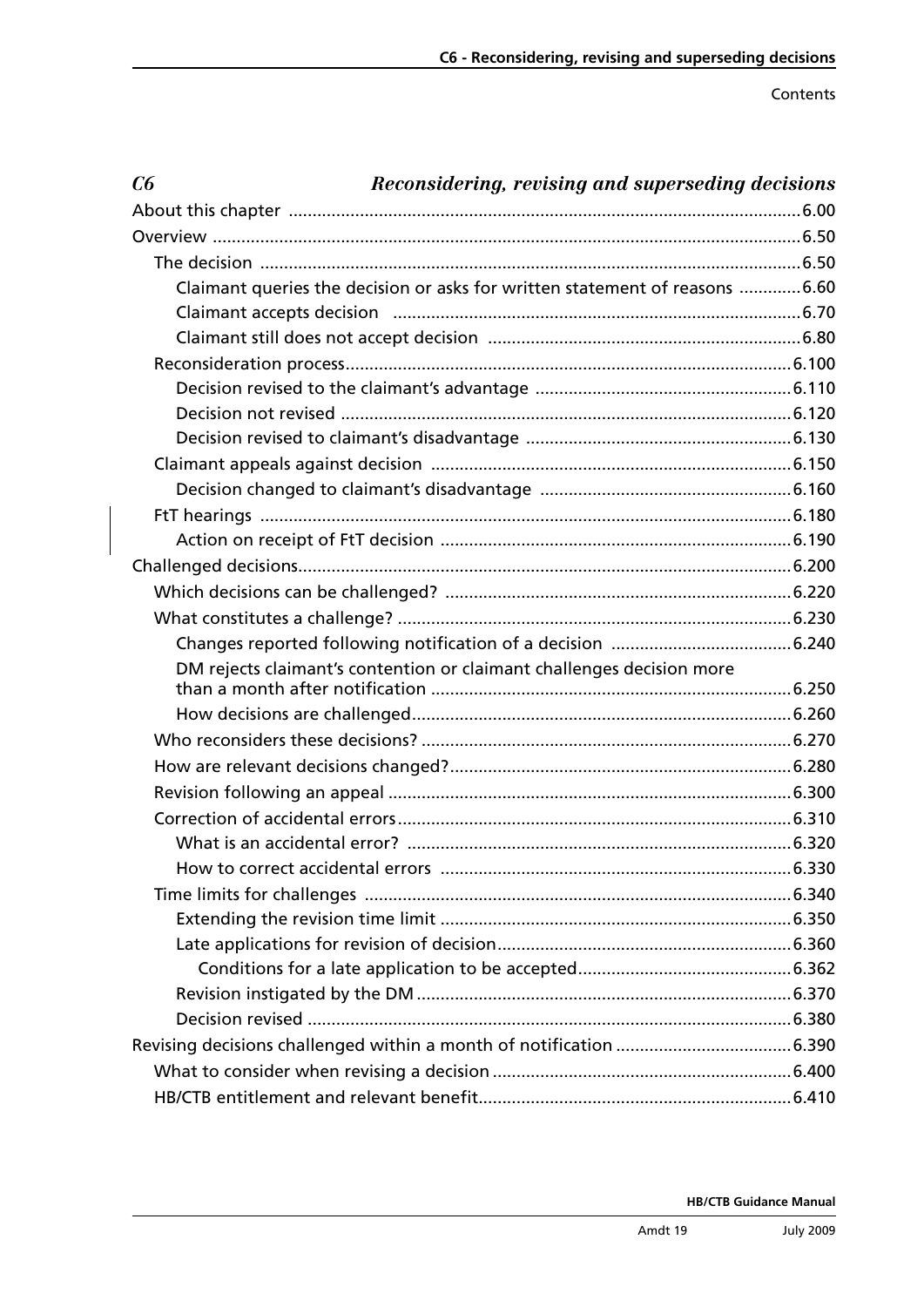# C6 Reconsidering, revising and superseding decisions

About this chapter ........................................................................................ 6.00

Overview ........................................................................................ 6.50

- The decision ........................................................................................ 6.50
  - Claimant queries the decision or asks for written statement of reasons ............ 6.60
  - Claimant accepts decision ........................................................................................ 6.70
  - Claimant still does not accept decision ........................................................................................ 6.80
- Reconsideration process ........................................................................................ 6.100
  - Decision revised to the claimant's advantage ........................................................................................ 6.110
  - Decision not revised ........................................................................................ 6.120
  - Decision revised to claimant's disadvantage ........................................................................................ 6.130
- Claimant appeals against decision ........................................................................................ 6.150
  - Decision changed to claimant's disadvantage ........................................................................................ 6.160
- FtT hearings ........................................................................................ 6.180
  - Action on receipt of FtT decision ........................................................................................ 6.190

Challenged decisions ........................................................................................ 6.200

- Which decisions can be challenged? ........................................................................................ 6.220
- What constitutes a challenge? ........................................................................................ 6.230
  - Changes reported following notification of a decision ........................................................................................ 6.240
  - DM rejects claimant's contention or claimant challenges decision more than a month after notification ........................................................................................ 6.250
  - How decisions are challenged ........................................................................................ 6.260
- Who reconsiders these decisions? ........................................................................................ 6.270
- How are relevant decisions changed? ........................................................................................ 6.280
- Revision following an appeal ........................................................................................ 6.300
- Correction of accidental errors ........................................................................................ 6.310
  - What is an accidental error? ........................................................................................ 6.320
  - How to correct accidental errors ........................................................................................ 6.330
- Time limits for challenges ........................................................................................ 6.340
  - Extending the revision time limit ........................................................................................ 6.350
  - Late applications for revision of decision ........................................................................................ 6.360
    - Conditions for a late application to be accepted ........................................................................................ 6.362
  - Revision instigated by the DM ........................................................................................ 6.370
  - Decision revised ........................................................................................ 6.380

Revising decisions challenged within a month of notification ........................................................................................ 6.390

- What to consider when revising a decision ........................................................................................ 6.400
- HB/CTB entitlement and relevant benefit ........................................................................................ 6.410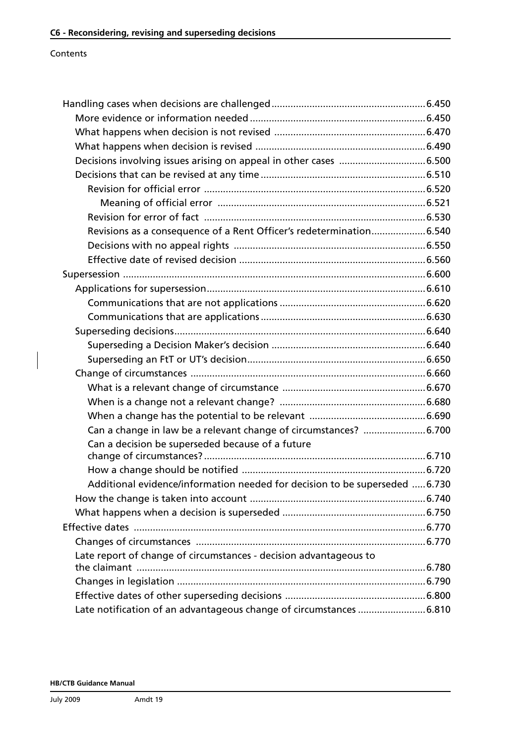Contents

- Handling cases when decisions are challenged ........ 6.450
  - More evidence or information needed ........ 6.450
  - What happens when decision is not revised ........ 6.470
  - What happens when decision is revised ........ 6.490
  - Decisions involving issues arising on appeal in other cases ........ 6.500
  - Decisions that can be revised at any time ........ 6.510
    - Revision for official error ........ 6.520
      - Meaning of official error ........ 6.521
    - Revision for error of fact ........ 6.530
    - Revisions as a consequence of a Rent Officer's redetermination ........ 6.540
    - Decisions with no appeal rights ........ 6.550
    - Effective date of revised decision ........ 6.560
- Supersession ........ 6.600
  - Applications for supersession ........ 6.610
    - Communications that are not applications ........ 6.620
    - Communications that are applications ........ 6.630
  - Superseding decisions ........ 6.640
    - Superseding a Decision Maker's decision ........ 6.640
    - Superseding an FtT or UT's decision ........ 6.650
  - Change of circumstances ........ 6.660
    - What is a relevant change of circumstance ........ 6.670
    - When is a change not a relevant change? ........ 6.680
    - When a change has the potential to be relevant ........ 6.690
    - Can a change in law be a relevant change of circumstances? ........ 6.700
    - Can a decision be superseded because of a future change of circumstances? ........ 6.710
    - How a change should be notified ........ 6.720
    - Additional evidence/information needed for decision to be superseded ........ 6.730
  - How the change is taken into account ........ 6.740
  - What happens when a decision is superseded ........ 6.750
- Effective dates ........ 6.770
  - Changes of circumstances ........ 6.770
  - Late report of change of circumstances - decision advantageous to the claimant ........ 6.780
  - Changes in legislation ........ 6.790
  - Effective dates of other superseding decisions ........ 6.800
  - Late notification of an advantageous change of circumstances ........ 6.810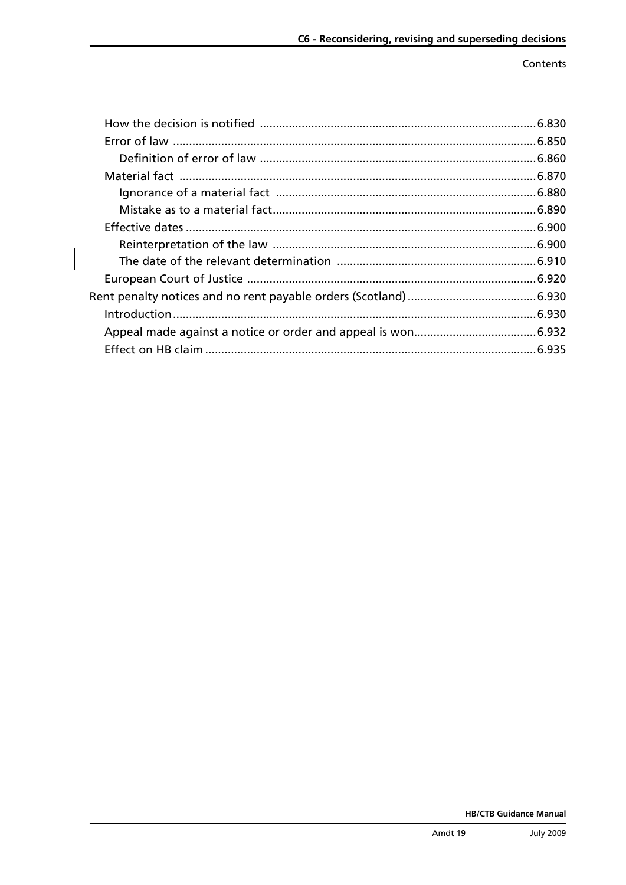Contents

| | |
|---|---|
| How the decision is notified | 6.830 |
| Error of law | 6.850 |
| Definition of error of law | 6.860 |
| Material fact | 6.870 |
| Ignorance of a material fact | 6.880 |
| Mistake as to a material fact | 6.890 |
| Effective dates | 6.900 |
| Reinterpretation of the law | 6.900 |
| The date of the relevant determination | 6.910 |
| European Court of Justice | 6.920 |
| Rent penalty notices and no rent payable orders (Scotland) | 6.930 |
| Introduction | 6.930 |
| Appeal made against a notice or order and appeal is won | 6.932 |
| Effect on HB claim | 6.935 |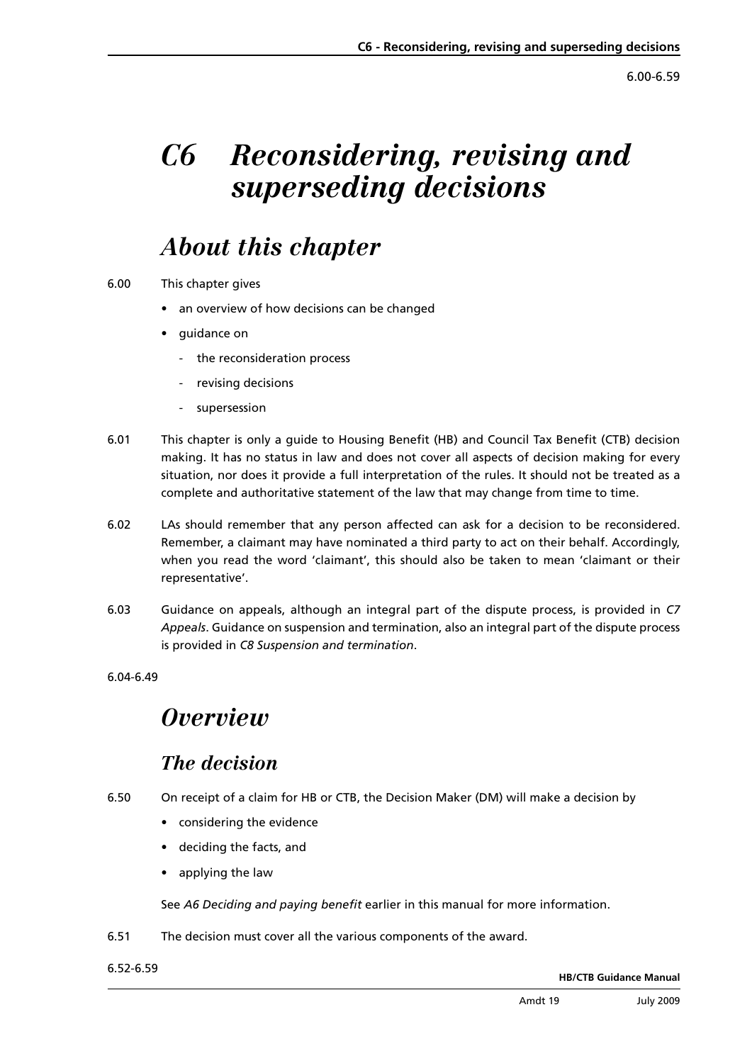# C6 Reconsidering, revising and superseding decisions

## About this chapter

6.00 This chapter gives

- an overview of how decisions can be changed
- guidance on
  - the reconsideration process
  - revising decisions
  - supersession

6.01 This chapter is only a guide to Housing Benefit (HB) and Council Tax Benefit (CTB) decision making. It has no status in law and does not cover all aspects of decision making for every situation, nor does it provide a full interpretation of the rules. It should not be treated as a complete and authoritative statement of the law that may change from time to time.

6.02 LAs should remember that any person affected can ask for a decision to be reconsidered. Remember, a claimant may have nominated a third party to act on their behalf. Accordingly, when you read the word 'claimant', this should also be taken to mean 'claimant or their representative'.

6.03 Guidance on appeals, although an integral part of the dispute process, is provided in *C7 Appeals*. Guidance on suspension and termination, also an integral part of the dispute process is provided in *C8 Suspension and termination*.

6.04-6.49

## Overview

### The decision

6.50 On receipt of a claim for HB or CTB, the Decision Maker (DM) will make a decision by

- considering the evidence
- deciding the facts, and
- applying the law

See *A6 Deciding and paying benefit* earlier in this manual for more information.

6.51 The decision must cover all the various components of the award.

6.52-6.59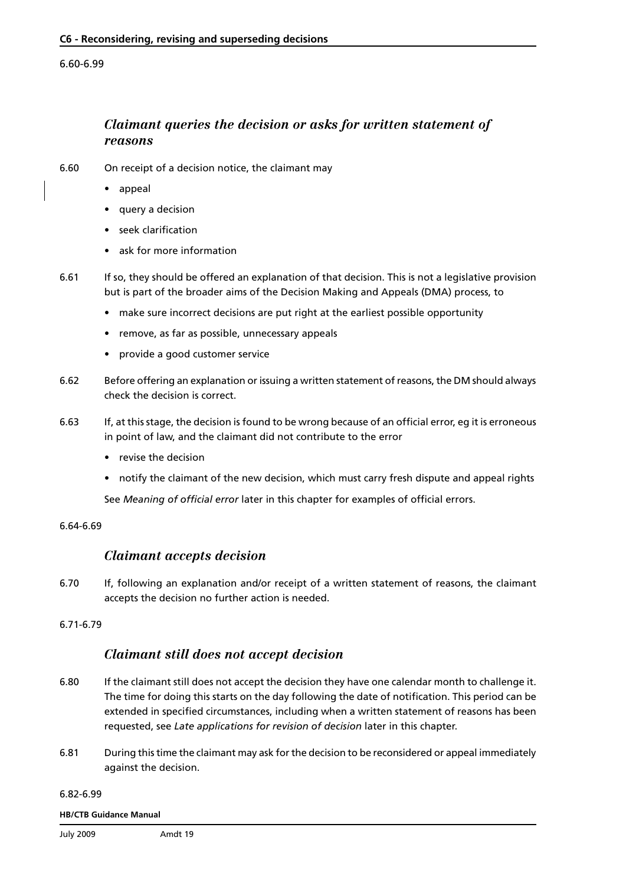6.60-6.99

## *Claimant queries the decision or asks for written statement of reasons*

6.60 On receipt of a decision notice, the claimant may

- appeal
- query a decision
- seek clarification
- ask for more information

6.61 If so, they should be offered an explanation of that decision. This is not a legislative provision but is part of the broader aims of the Decision Making and Appeals (DMA) process, to

- make sure incorrect decisions are put right at the earliest possible opportunity
- remove, as far as possible, unnecessary appeals
- provide a good customer service

6.62 Before offering an explanation or issuing a written statement of reasons, the DM should always check the decision is correct.

6.63 If, at this stage, the decision is found to be wrong because of an official error, eg it is erroneous in point of law, and the claimant did not contribute to the error

- revise the decision
- notify the claimant of the new decision, which must carry fresh dispute and appeal rights

See *Meaning of official error* later in this chapter for examples of official errors.

6.64-6.69

## *Claimant accepts decision*

6.70 If, following an explanation and/or receipt of a written statement of reasons, the claimant accepts the decision no further action is needed.

6.71-6.79

## *Claimant still does not accept decision*

6.80 If the claimant still does not accept the decision they have one calendar month to challenge it. The time for doing this starts on the day following the date of notification. This period can be extended in specified circumstances, including when a written statement of reasons has been requested, see *Late applications for revision of decision* later in this chapter.

6.81 During this time the claimant may ask for the decision to be reconsidered or appeal immediately against the decision.

6.82-6.99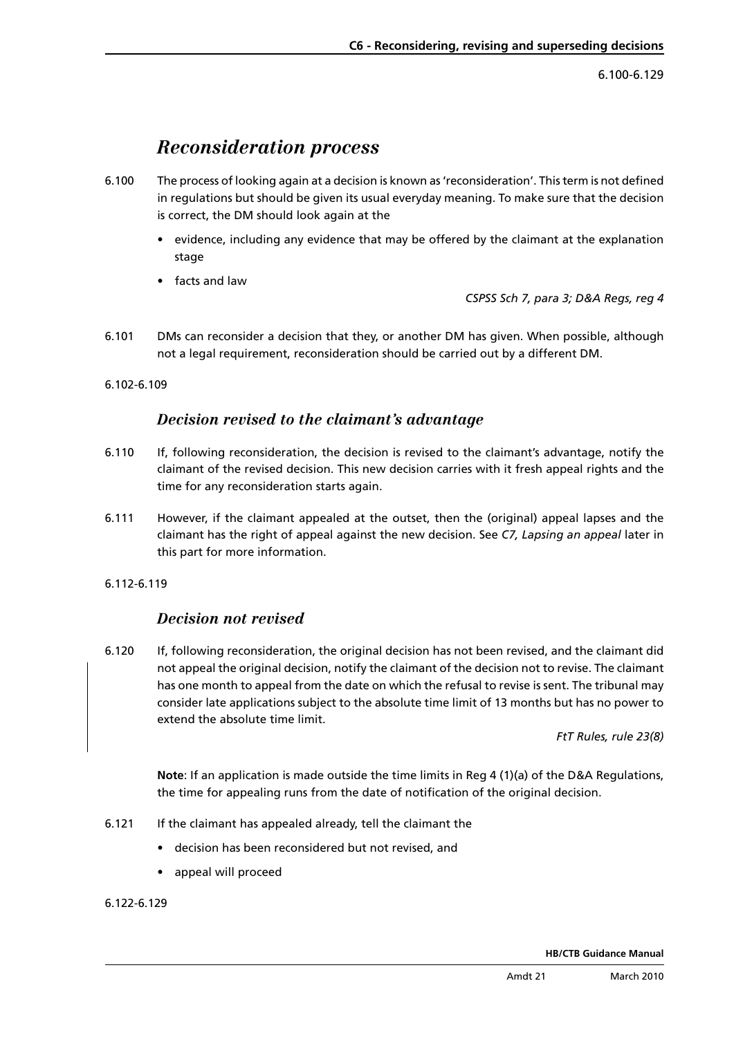## *Reconsideration process*

6.100 The process of looking again at a decision is known as 'reconsideration'. This term is not defined in regulations but should be given its usual everyday meaning. To make sure that the decision is correct, the DM should look again at the

- evidence, including any evidence that may be offered by the claimant at the explanation stage
- facts and law

*CSPSS Sch 7, para 3; D&A Regs, reg 4*

6.101 DMs can reconsider a decision that they, or another DM has given. When possible, although not a legal requirement, reconsideration should be carried out by a different DM.

6.102-6.109

### *Decision revised to the claimant's advantage*

6.110 If, following reconsideration, the decision is revised to the claimant's advantage, notify the claimant of the revised decision. This new decision carries with it fresh appeal rights and the time for any reconsideration starts again.

6.111 However, if the claimant appealed at the outset, then the (original) appeal lapses and the claimant has the right of appeal against the new decision. See *C7, Lapsing an appeal* later in this part for more information.

6.112-6.119

### *Decision not revised*

6.120 If, following reconsideration, the original decision has not been revised, and the claimant did not appeal the original decision, notify the claimant of the decision not to revise. The claimant has one month to appeal from the date on which the refusal to revise is sent. The tribunal may consider late applications subject to the absolute time limit of 13 months but has no power to extend the absolute time limit.

*FtT Rules, rule 23(8)*

**Note**: If an application is made outside the time limits in Reg 4 (1)(a) of the D&A Regulations, the time for appealing runs from the date of notification of the original decision.

6.121 If the claimant has appealed already, tell the claimant the

- decision has been reconsidered but not revised, and
- appeal will proceed

6.122-6.129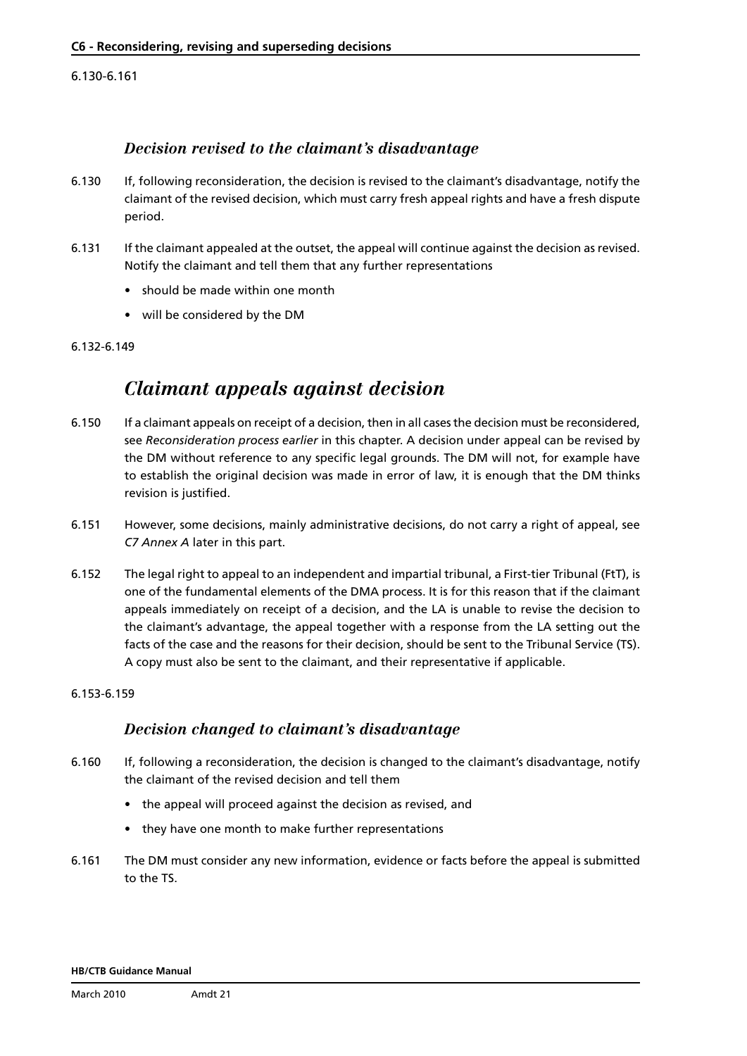6.130-6.161

### *Decision revised to the claimant's disadvantage*

6.130 If, following reconsideration, the decision is revised to the claimant's disadvantage, notify the claimant of the revised decision, which must carry fresh appeal rights and have a fresh dispute period.

6.131 If the claimant appealed at the outset, the appeal will continue against the decision as revised. Notify the claimant and tell them that any further representations

- should be made within one month
- will be considered by the DM

6.132-6.149

## *Claimant appeals against decision*

6.150 If a claimant appeals on receipt of a decision, then in all cases the decision must be reconsidered, see *Reconsideration process earlier* in this chapter. A decision under appeal can be revised by the DM without reference to any specific legal grounds. The DM will not, for example have to establish the original decision was made in error of law, it is enough that the DM thinks revision is justified.

6.151 However, some decisions, mainly administrative decisions, do not carry a right of appeal, see *C7 Annex A* later in this part.

6.152 The legal right to appeal to an independent and impartial tribunal, a First-tier Tribunal (FtT), is one of the fundamental elements of the DMA process. It is for this reason that if the claimant appeals immediately on receipt of a decision, and the LA is unable to revise the decision to the claimant's advantage, the appeal together with a response from the LA setting out the facts of the case and the reasons for their decision, should be sent to the Tribunal Service (TS). A copy must also be sent to the claimant, and their representative if applicable.

6.153-6.159

### *Decision changed to claimant's disadvantage*

6.160 If, following a reconsideration, the decision is changed to the claimant's disadvantage, notify the claimant of the revised decision and tell them

- the appeal will proceed against the decision as revised, and
- they have one month to make further representations

6.161 The DM must consider any new information, evidence or facts before the appeal is submitted to the TS.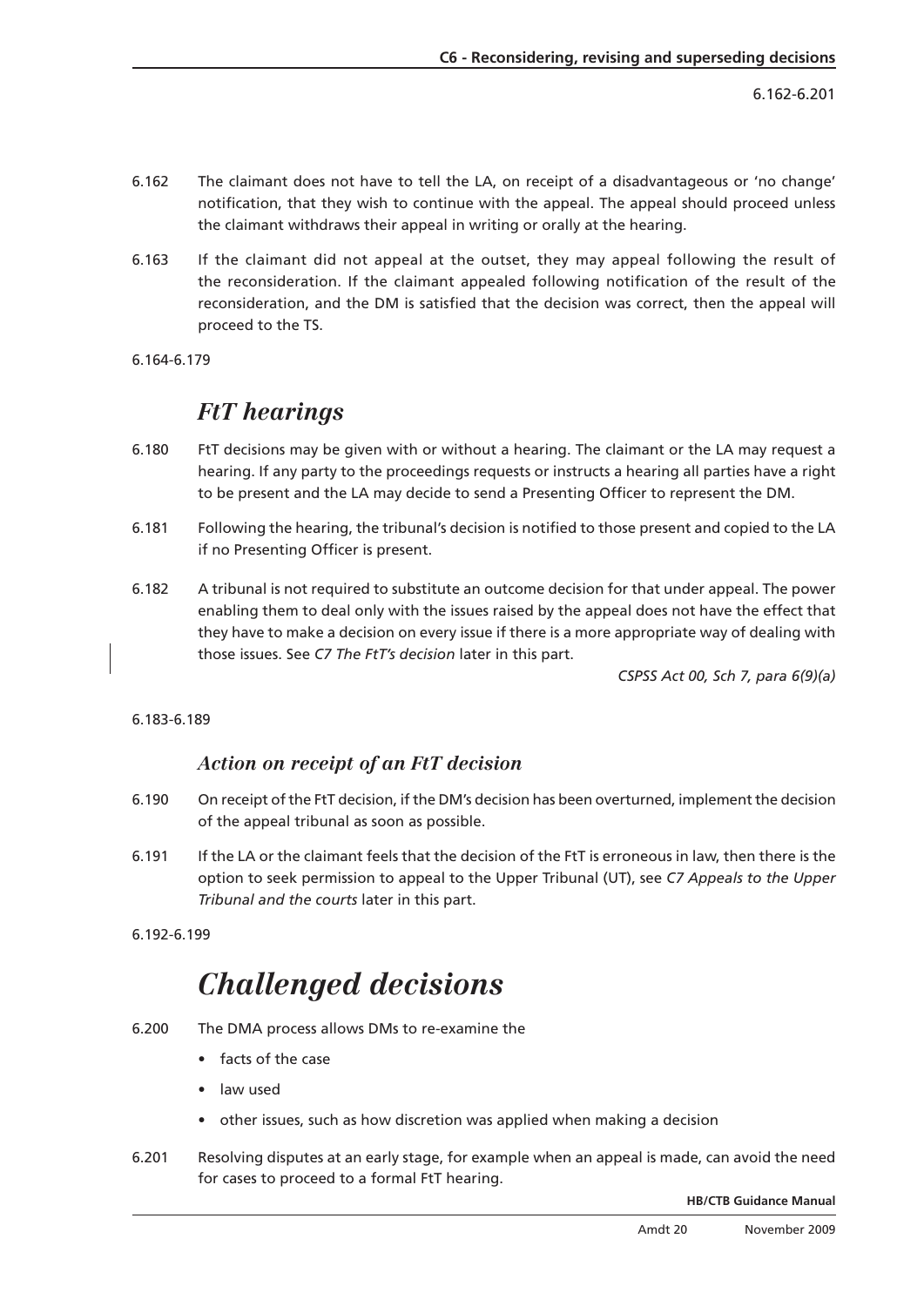6.162 The claimant does not have to tell the LA, on receipt of a disadvantageous or 'no change' notification, that they wish to continue with the appeal. The appeal should proceed unless the claimant withdraws their appeal in writing or orally at the hearing.

6.163 If the claimant did not appeal at the outset, they may appeal following the result of the reconsideration. If the claimant appealed following notification of the result of the reconsideration, and the DM is satisfied that the decision was correct, then the appeal will proceed to the TS.

6.164-6.179

## *FtT hearings*

6.180 FtT decisions may be given with or without a hearing. The claimant or the LA may request a hearing. If any party to the proceedings requests or instructs a hearing all parties have a right to be present and the LA may decide to send a Presenting Officer to represent the DM.

6.181 Following the hearing, the tribunal's decision is notified to those present and copied to the LA if no Presenting Officer is present.

6.182 A tribunal is not required to substitute an outcome decision for that under appeal. The power enabling them to deal only with the issues raised by the appeal does not have the effect that they have to make a decision on every issue if there is a more appropriate way of dealing with those issues. See *C7 The FtT's decision* later in this part.

*CSPSS Act 00, Sch 7, para 6(9)(a)*

6.183-6.189

### *Action on receipt of an FtT decision*

6.190 On receipt of the FtT decision, if the DM's decision has been overturned, implement the decision of the appeal tribunal as soon as possible.

6.191 If the LA or the claimant feels that the decision of the FtT is erroneous in law, then there is the option to seek permission to appeal to the Upper Tribunal (UT), see *C7 Appeals to the Upper Tribunal and the courts* later in this part.

6.192-6.199

# *Challenged decisions*

6.200 The DMA process allows DMs to re-examine the

- facts of the case
- law used
- other issues, such as how discretion was applied when making a decision

6.201 Resolving disputes at an early stage, for example when an appeal is made, can avoid the need for cases to proceed to a formal FtT hearing.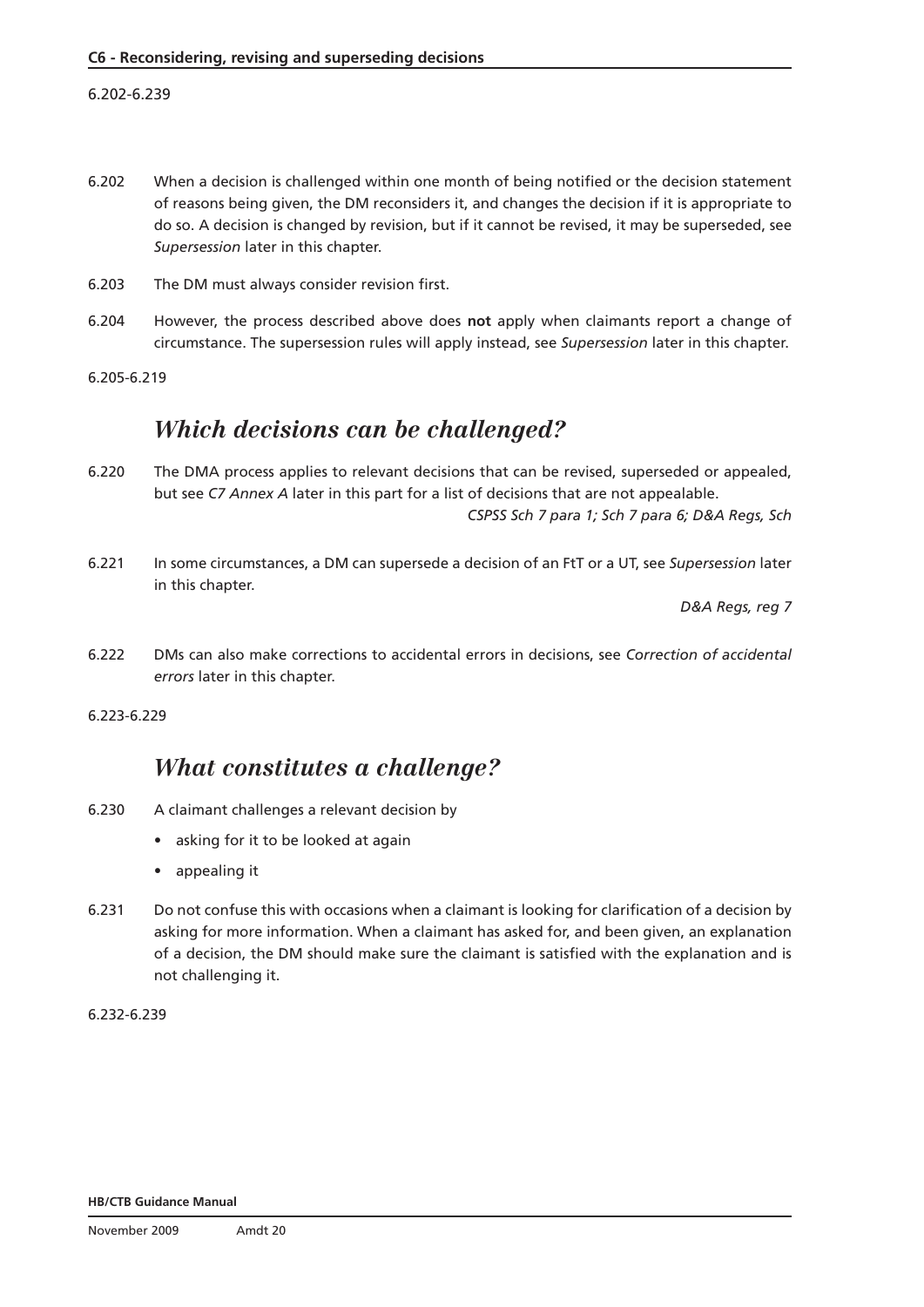6.202-6.239

6.202 When a decision is challenged within one month of being notified or the decision statement of reasons being given, the DM reconsiders it, and changes the decision if it is appropriate to do so. A decision is changed by revision, but if it cannot be revised, it may be superseded, see *Supersession* later in this chapter.

6.203 The DM must always consider revision first.

6.204 However, the process described above does **not** apply when claimants report a change of circumstance. The supersession rules will apply instead, see *Supersession* later in this chapter.

6.205-6.219

## *Which decisions can be challenged?*

6.220 The DMA process applies to relevant decisions that can be revised, superseded or appealed, but see *C7 Annex A* later in this part for a list of decisions that are not appealable.

*CSPSS Sch 7 para 1; Sch 7 para 6; D&A Regs, Sch*

6.221 In some circumstances, a DM can supersede a decision of an FtT or a UT, see *Supersession* later in this chapter.

*D&A Regs, reg 7*

6.222 DMs can also make corrections to accidental errors in decisions, see *Correction of accidental errors* later in this chapter.

6.223-6.229

## *What constitutes a challenge?*

6.230 A claimant challenges a relevant decision by

- asking for it to be looked at again
- appealing it

6.231 Do not confuse this with occasions when a claimant is looking for clarification of a decision by asking for more information. When a claimant has asked for, and been given, an explanation of a decision, the DM should make sure the claimant is satisfied with the explanation and is not challenging it.

6.232-6.239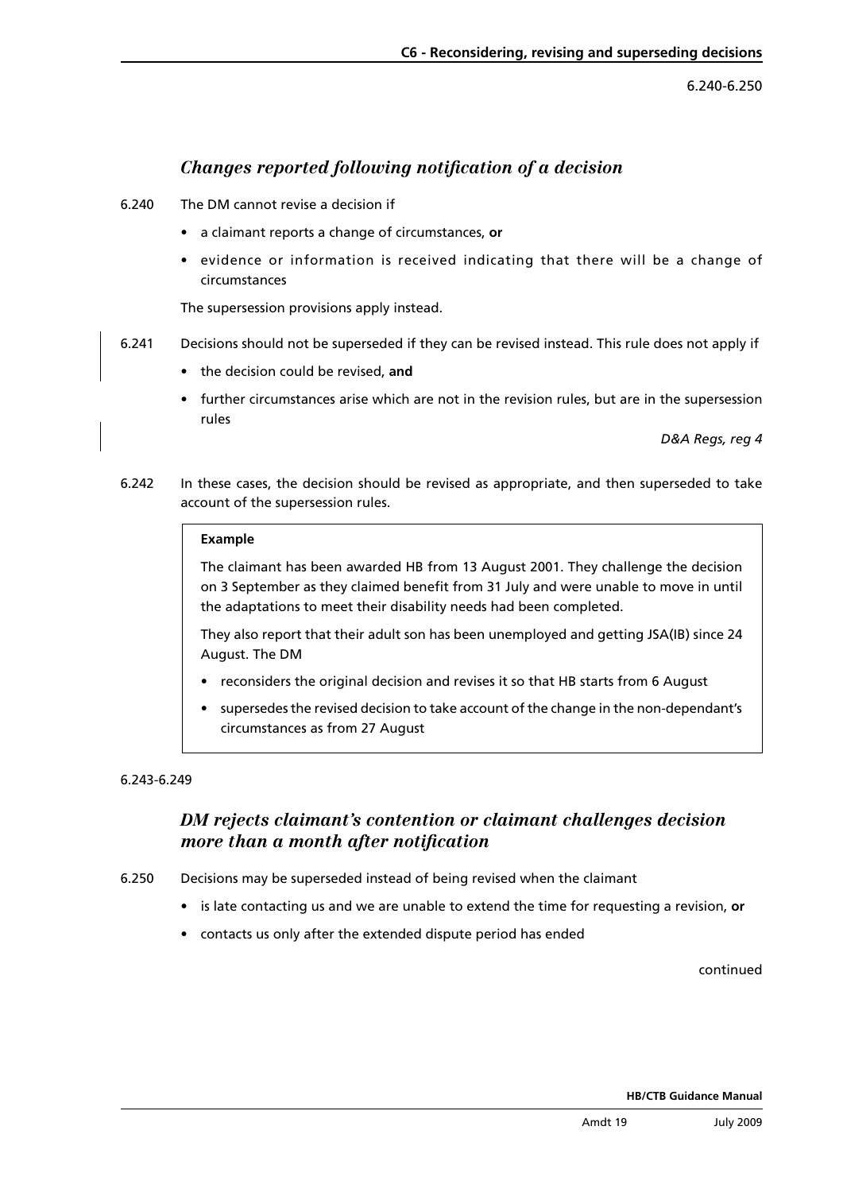## *Changes reported following notification of a decision*

6.240 The DM cannot revise a decision if

- a claimant reports a change of circumstances, **or**
- evidence or information is received indicating that there will be a change of circumstances

The supersession provisions apply instead.

6.241 Decisions should not be superseded if they can be revised instead. This rule does not apply if

- the decision could be revised, **and**
- further circumstances arise which are not in the revision rules, but are in the supersession rules

*D&A Regs, reg 4*

6.242 In these cases, the decision should be revised as appropriate, and then superseded to take account of the supersession rules.

> **Example**
>
> The claimant has been awarded HB from 13 August 2001. They challenge the decision on 3 September as they claimed benefit from 31 July and were unable to move in until the adaptations to meet their disability needs had been completed.
>
> They also report that their adult son has been unemployed and getting JSA(IB) since 24 August. The DM
>
> - reconsiders the original decision and revises it so that HB starts from 6 August
> - supersedes the revised decision to take account of the change in the non-dependant's circumstances as from 27 August

6.243-6.249

## *DM rejects claimant's contention or claimant challenges decision more than a month after notification*

6.250 Decisions may be superseded instead of being revised when the claimant

- is late contacting us and we are unable to extend the time for requesting a revision, **or**
- contacts us only after the extended dispute period has ended

continued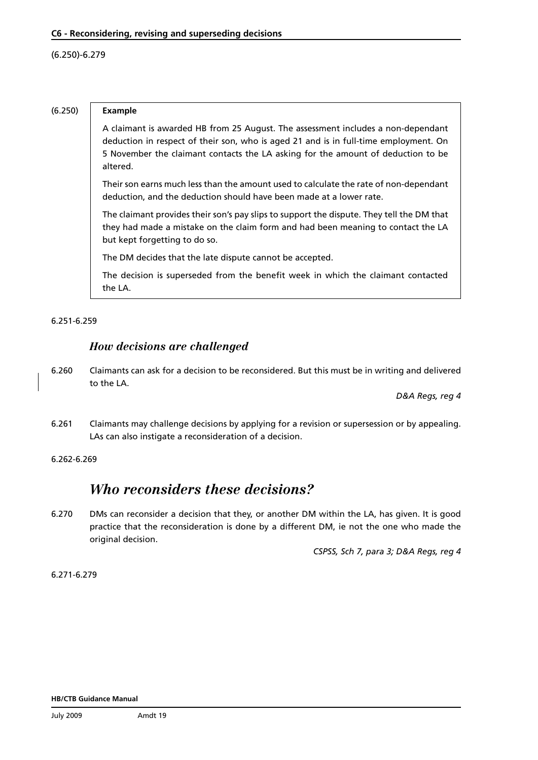(6.250) **Example**

A claimant is awarded HB from 25 August. The assessment includes a non-dependant deduction in respect of their son, who is aged 21 and is in full-time employment. On 5 November the claimant contacts the LA asking for the amount of deduction to be altered.

Their son earns much less than the amount used to calculate the rate of non-dependant deduction, and the deduction should have been made at a lower rate.

The claimant provides their son's pay slips to support the dispute. They tell the DM that they had made a mistake on the claim form and had been meaning to contact the LA but kept forgetting to do so.

The DM decides that the late dispute cannot be accepted.

The decision is superseded from the benefit week in which the claimant contacted the LA.

6.251-6.259

### *How decisions are challenged*

6.260 Claimants can ask for a decision to be reconsidered. But this must be in writing and delivered to the LA.

*D&A Regs, reg 4*

6.261 Claimants may challenge decisions by applying for a revision or supersession or by appealing. LAs can also instigate a reconsideration of a decision.

6.262-6.269

## *Who reconsiders these decisions?*

6.270 DMs can reconsider a decision that they, or another DM within the LA, has given. It is good practice that the reconsideration is done by a different DM, ie not the one who made the original decision.

*CSPSS, Sch 7, para 3; D&A Regs, reg 4*

6.271-6.279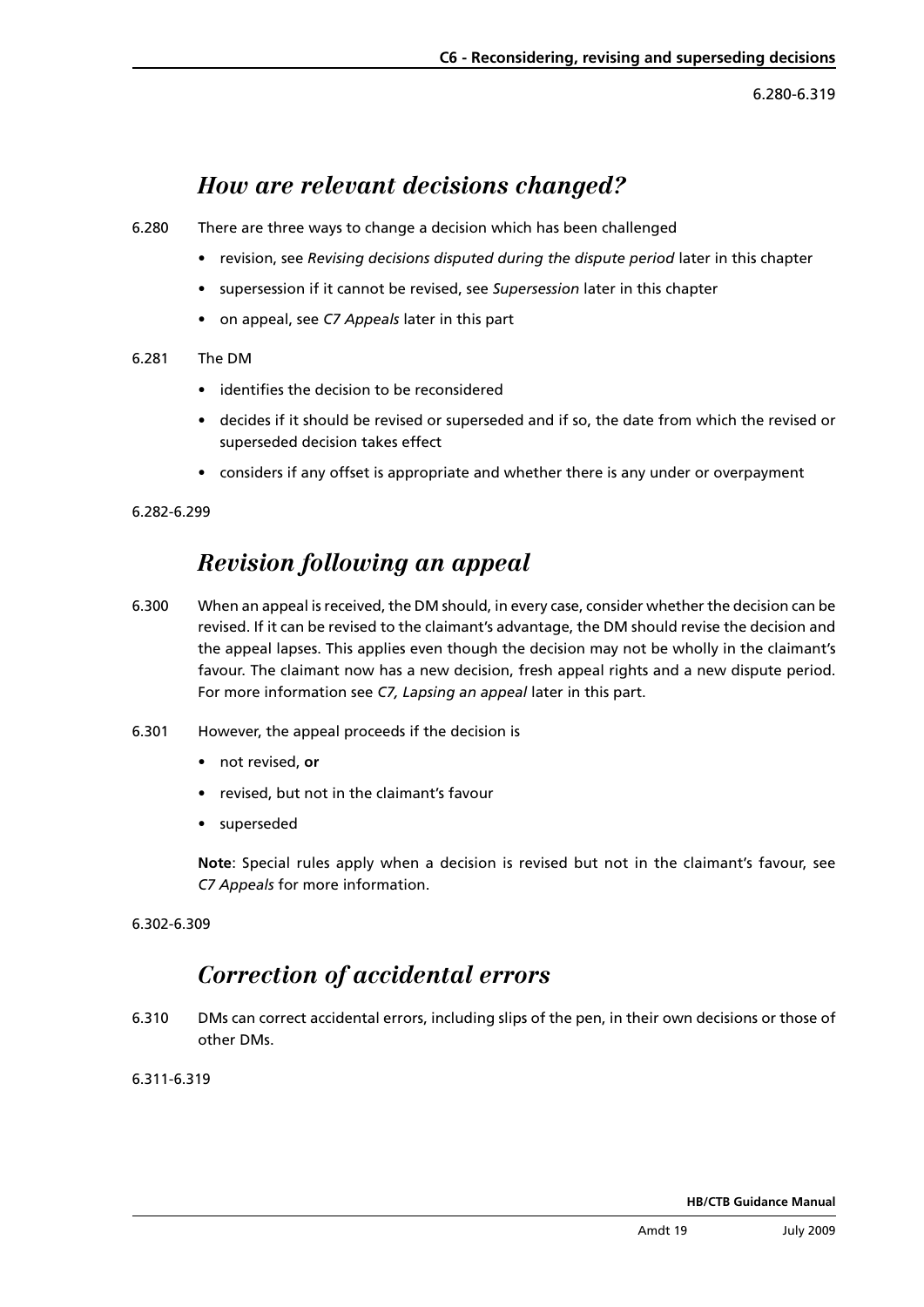## *How are relevant decisions changed?*

6.280 There are three ways to change a decision which has been challenged

- revision, see *Revising decisions disputed during the dispute period* later in this chapter
- supersession if it cannot be revised, see *Supersession* later in this chapter
- on appeal, see *C7 Appeals* later in this part

6.281 The DM

- identifies the decision to be reconsidered
- decides if it should be revised or superseded and if so, the date from which the revised or superseded decision takes effect
- considers if any offset is appropriate and whether there is any under or overpayment

6.282-6.299

## *Revision following an appeal*

6.300 When an appeal is received, the DM should, in every case, consider whether the decision can be revised. If it can be revised to the claimant's advantage, the DM should revise the decision and the appeal lapses. This applies even though the decision may not be wholly in the claimant's favour. The claimant now has a new decision, fresh appeal rights and a new dispute period. For more information see *C7, Lapsing an appeal* later in this part.

6.301 However, the appeal proceeds if the decision is

- not revised, **or**
- revised, but not in the claimant's favour
- superseded

**Note**: Special rules apply when a decision is revised but not in the claimant's favour, see *C7 Appeals* for more information.

6.302-6.309

## *Correction of accidental errors*

6.310 DMs can correct accidental errors, including slips of the pen, in their own decisions or those of other DMs.

6.311-6.319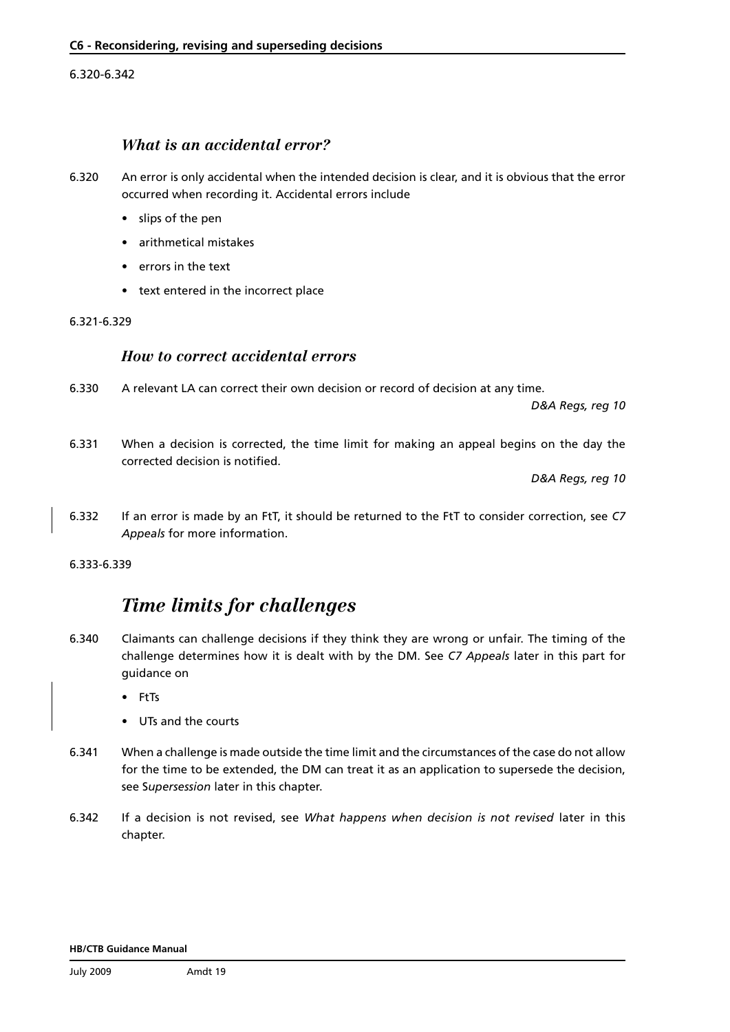6.320-6.342

### *What is an accidental error?*

6.320 An error is only accidental when the intended decision is clear, and it is obvious that the error occurred when recording it. Accidental errors include

- slips of the pen
- arithmetical mistakes
- errors in the text
- text entered in the incorrect place

6.321-6.329

### *How to correct accidental errors*

6.330 A relevant LA can correct their own decision or record of decision at any time.

*D&A Regs, reg 10*

6.331 When a decision is corrected, the time limit for making an appeal begins on the day the corrected decision is notified.

*D&A Regs, reg 10*

6.332 If an error is made by an FtT, it should be returned to the FtT to consider correction, see *C7 Appeals* for more information.

6.333-6.339

## *Time limits for challenges*

6.340 Claimants can challenge decisions if they think they are wrong or unfair. The timing of the challenge determines how it is dealt with by the DM. See *C7 Appeals* later in this part for guidance on

- FtTs
- UTs and the courts

6.341 When a challenge is made outside the time limit and the circumstances of the case do not allow for the time to be extended, the DM can treat it as an application to supersede the decision, see S*upersession* later in this chapter.

6.342 If a decision is not revised, see *What happens when decision is not revised* later in this chapter.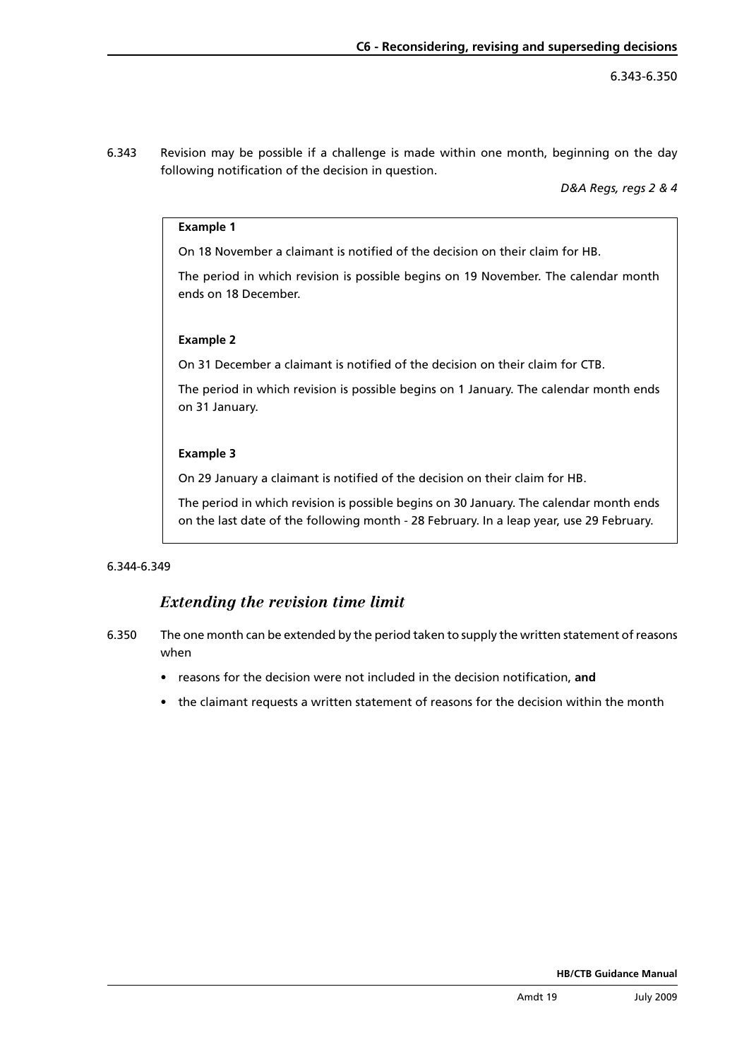6.343 Revision may be possible if a challenge is made within one month, beginning on the day following notification of the decision in question.

*D&A Regs, regs 2 & 4*

> **Example 1**
>
> On 18 November a claimant is notified of the decision on their claim for HB.
>
> The period in which revision is possible begins on 19 November. The calendar month ends on 18 December.
>
> **Example 2**
>
> On 31 December a claimant is notified of the decision on their claim for CTB.
>
> The period in which revision is possible begins on 1 January. The calendar month ends on 31 January.
>
> **Example 3**
>
> On 29 January a claimant is notified of the decision on their claim for HB.
>
> The period in which revision is possible begins on 30 January. The calendar month ends on the last date of the following month - 28 February. In a leap year, use 29 February.

6.344-6.349

### *Extending the revision time limit*

6.350 The one month can be extended by the period taken to supply the written statement of reasons when

- reasons for the decision were not included in the decision notification, **and**
- the claimant requests a written statement of reasons for the decision within the month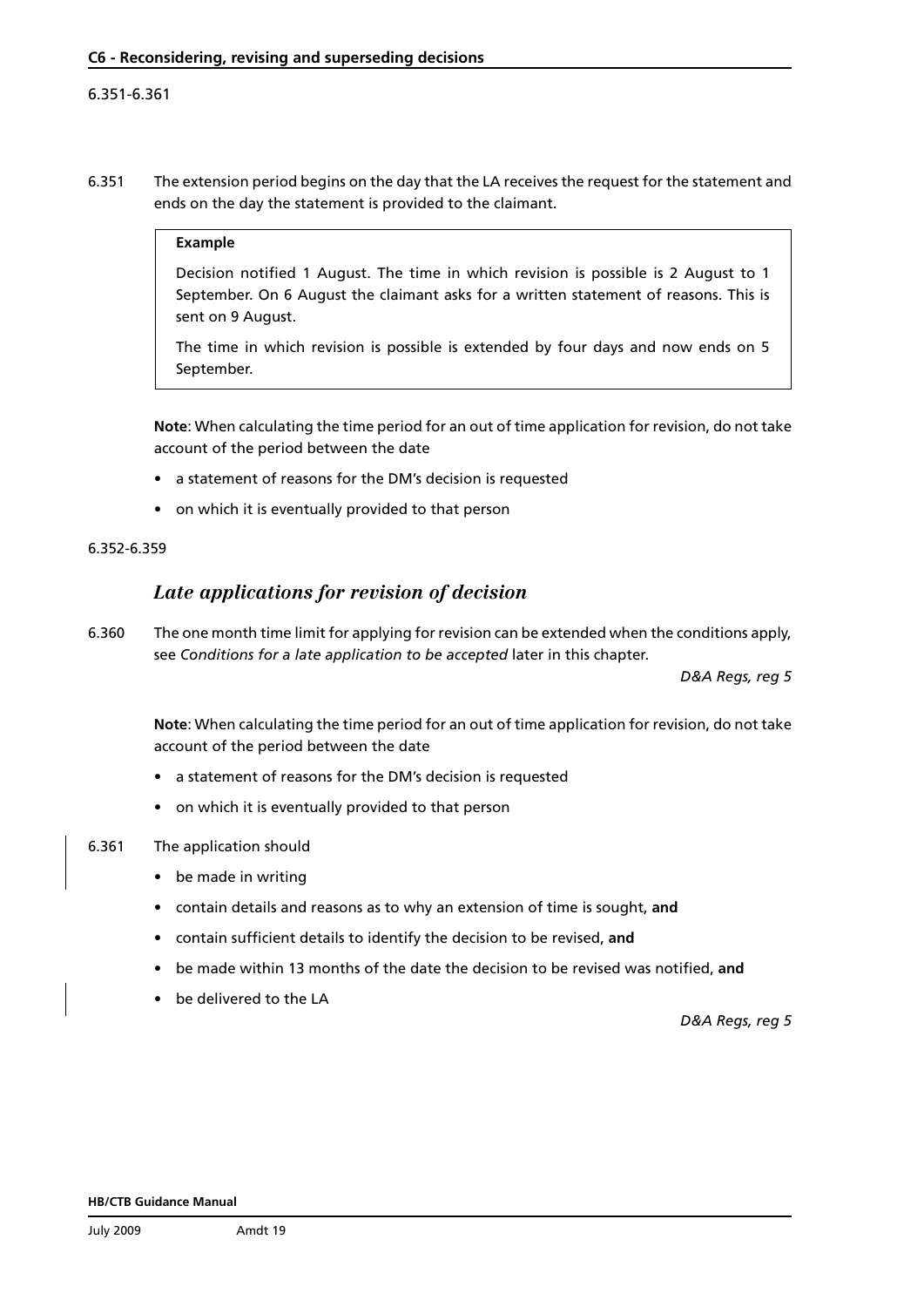6.351 The extension period begins on the day that the LA receives the request for the statement and ends on the day the statement is provided to the claimant.

> **Example**
>
> Decision notified 1 August. The time in which revision is possible is 2 August to 1 September. On 6 August the claimant asks for a written statement of reasons. This is sent on 9 August.
>
> The time in which revision is possible is extended by four days and now ends on 5 September.

**Note**: When calculating the time period for an out of time application for revision, do not take account of the period between the date

- a statement of reasons for the DM's decision is requested
- on which it is eventually provided to that person

6.352-6.359

## *Late applications for revision of decision*

6.360 The one month time limit for applying for revision can be extended when the conditions apply, see *Conditions for a late application to be accepted* later in this chapter.

*D&A Regs, reg 5*

**Note**: When calculating the time period for an out of time application for revision, do not take account of the period between the date

- a statement of reasons for the DM's decision is requested
- on which it is eventually provided to that person

6.361 The application should

- be made in writing
- contain details and reasons as to why an extension of time is sought, **and**
- contain sufficient details to identify the decision to be revised, **and**
- be made within 13 months of the date the decision to be revised was notified, **and**
- be delivered to the LA

*D&A Regs, reg 5*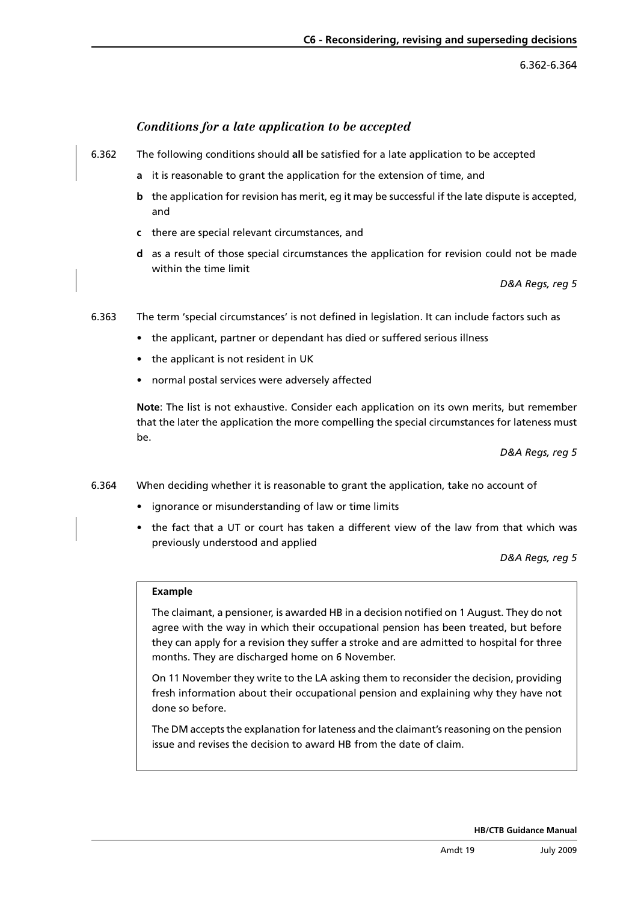### *Conditions for a late application to be accepted*

6.362 The following conditions should **all** be satisfied for a late application to be accepted

- **a** it is reasonable to grant the application for the extension of time, and
- **b** the application for revision has merit, eg it may be successful if the late dispute is accepted, and
- **c** there are special relevant circumstances, and
- **d** as a result of those special circumstances the application for revision could not be made within the time limit

*D&A Regs, reg 5*

6.363 The term 'special circumstances' is not defined in legislation. It can include factors such as

- the applicant, partner or dependant has died or suffered serious illness
- the applicant is not resident in UK
- normal postal services were adversely affected

**Note**: The list is not exhaustive. Consider each application on its own merits, but remember that the later the application the more compelling the special circumstances for lateness must be.

*D&A Regs, reg 5*

6.364 When deciding whether it is reasonable to grant the application, take no account of

- ignorance or misunderstanding of law or time limits
- the fact that a UT or court has taken a different view of the law from that which was previously understood and applied

*D&A Regs, reg 5*

> **Example**
>
> The claimant, a pensioner, is awarded HB in a decision notified on 1 August. They do not agree with the way in which their occupational pension has been treated, but before they can apply for a revision they suffer a stroke and are admitted to hospital for three months. They are discharged home on 6 November.
>
> On 11 November they write to the LA asking them to reconsider the decision, providing fresh information about their occupational pension and explaining why they have not done so before.
>
> The DM accepts the explanation for lateness and the claimant's reasoning on the pension issue and revises the decision to award HB from the date of claim.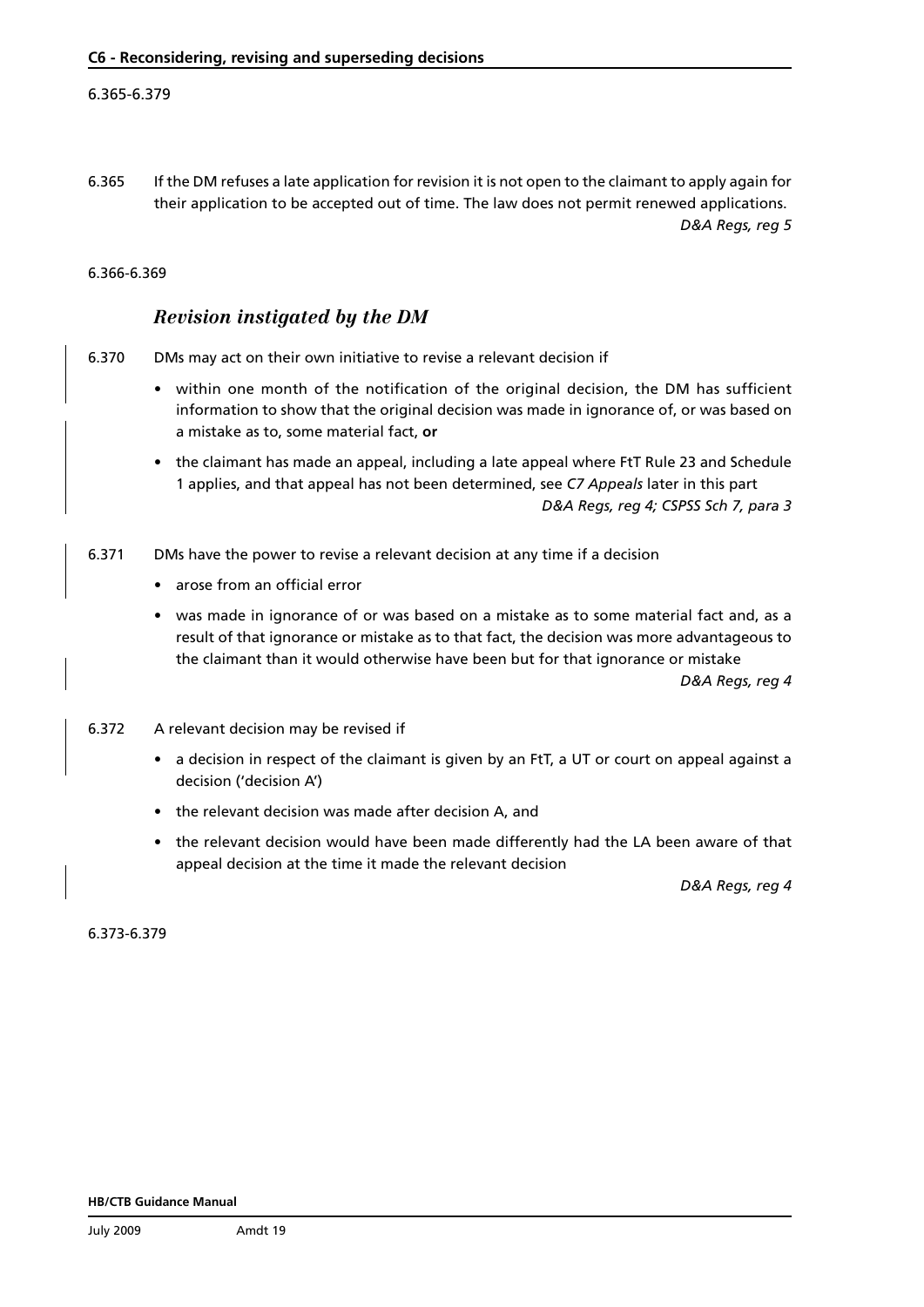6.365-6.379

6.365 If the DM refuses a late application for revision it is not open to the claimant to apply again for their application to be accepted out of time. The law does not permit renewed applications.

*D&A Regs, reg 5*

6.366-6.369

### *Revision instigated by the DM*

6.370 DMs may act on their own initiative to revise a relevant decision if

- within one month of the notification of the original decision, the DM has sufficient information to show that the original decision was made in ignorance of, or was based on a mistake as to, some material fact, **or**
- the claimant has made an appeal, including a late appeal where FtT Rule 23 and Schedule 1 applies, and that appeal has not been determined, see *C7 Appeals* later in this part

*D&A Regs, reg 4; CSPSS Sch 7, para 3*

6.371 DMs have the power to revise a relevant decision at any time if a decision

- arose from an official error
- was made in ignorance of or was based on a mistake as to some material fact and, as a result of that ignorance or mistake as to that fact, the decision was more advantageous to the claimant than it would otherwise have been but for that ignorance or mistake

*D&A Regs, reg 4*

6.372 A relevant decision may be revised if

- a decision in respect of the claimant is given by an FtT, a UT or court on appeal against a decision ('decision A')
- the relevant decision was made after decision A, and
- the relevant decision would have been made differently had the LA been aware of that appeal decision at the time it made the relevant decision

*D&A Regs, reg 4*

6.373-6.379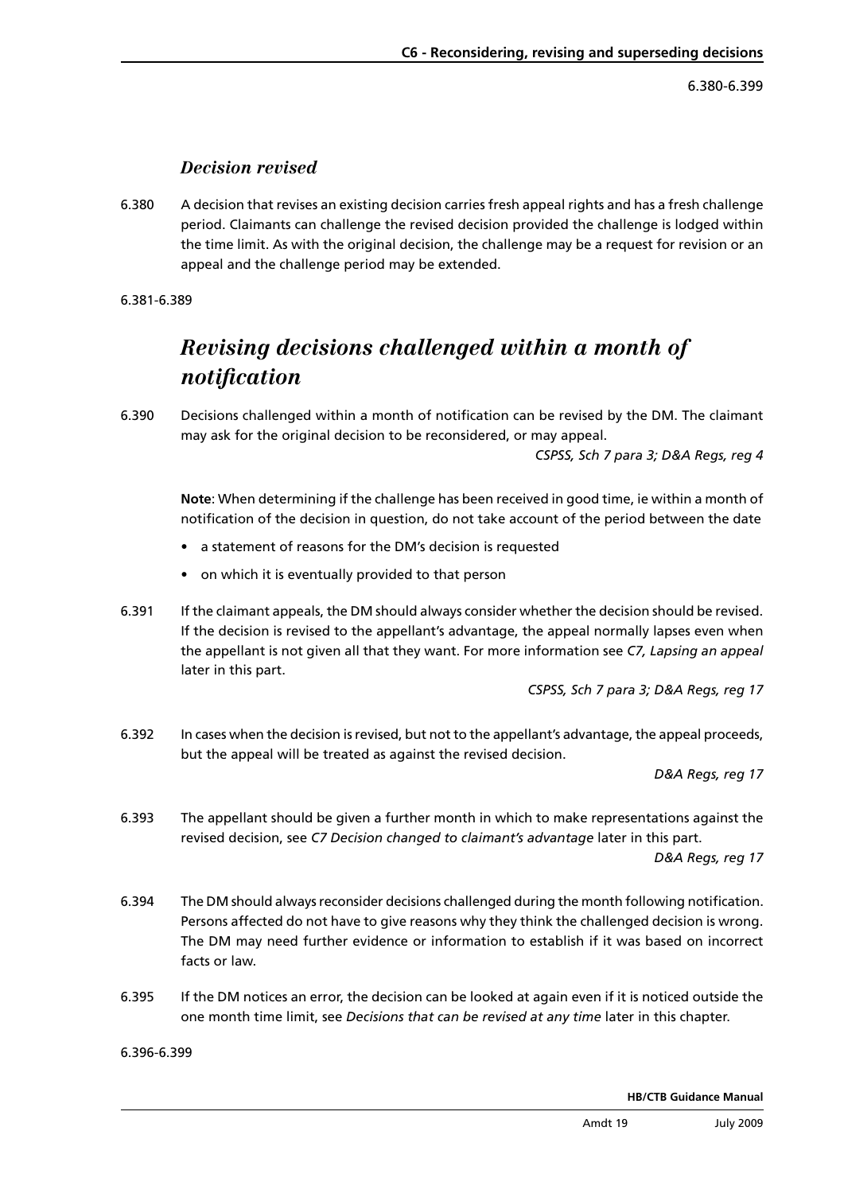### *Decision revised*

6.380 A decision that revises an existing decision carries fresh appeal rights and has a fresh challenge period. Claimants can challenge the revised decision provided the challenge is lodged within the time limit. As with the original decision, the challenge may be a request for revision or an appeal and the challenge period may be extended.

6.381-6.389

## *Revising decisions challenged within a month of notification*

6.390 Decisions challenged within a month of notification can be revised by the DM. The claimant may ask for the original decision to be reconsidered, or may appeal.

*CSPSS, Sch 7 para 3; D&A Regs, reg 4*

**Note**: When determining if the challenge has been received in good time, ie within a month of notification of the decision in question, do not take account of the period between the date

- a statement of reasons for the DM's decision is requested
- on which it is eventually provided to that person

6.391 If the claimant appeals, the DM should always consider whether the decision should be revised. If the decision is revised to the appellant's advantage, the appeal normally lapses even when the appellant is not given all that they want. For more information see *C7, Lapsing an appeal* later in this part.

*CSPSS, Sch 7 para 3; D&A Regs, reg 17*

6.392 In cases when the decision is revised, but not to the appellant's advantage, the appeal proceeds, but the appeal will be treated as against the revised decision.

*D&A Regs, reg 17*

6.393 The appellant should be given a further month in which to make representations against the revised decision, see *C7 Decision changed to claimant's advantage* later in this part.

*D&A Regs, reg 17*

6.394 The DM should always reconsider decisions challenged during the month following notification. Persons affected do not have to give reasons why they think the challenged decision is wrong. The DM may need further evidence or information to establish if it was based on incorrect facts or law.

6.395 If the DM notices an error, the decision can be looked at again even if it is noticed outside the one month time limit, see *Decisions that can be revised at any time* later in this chapter.

6.396-6.399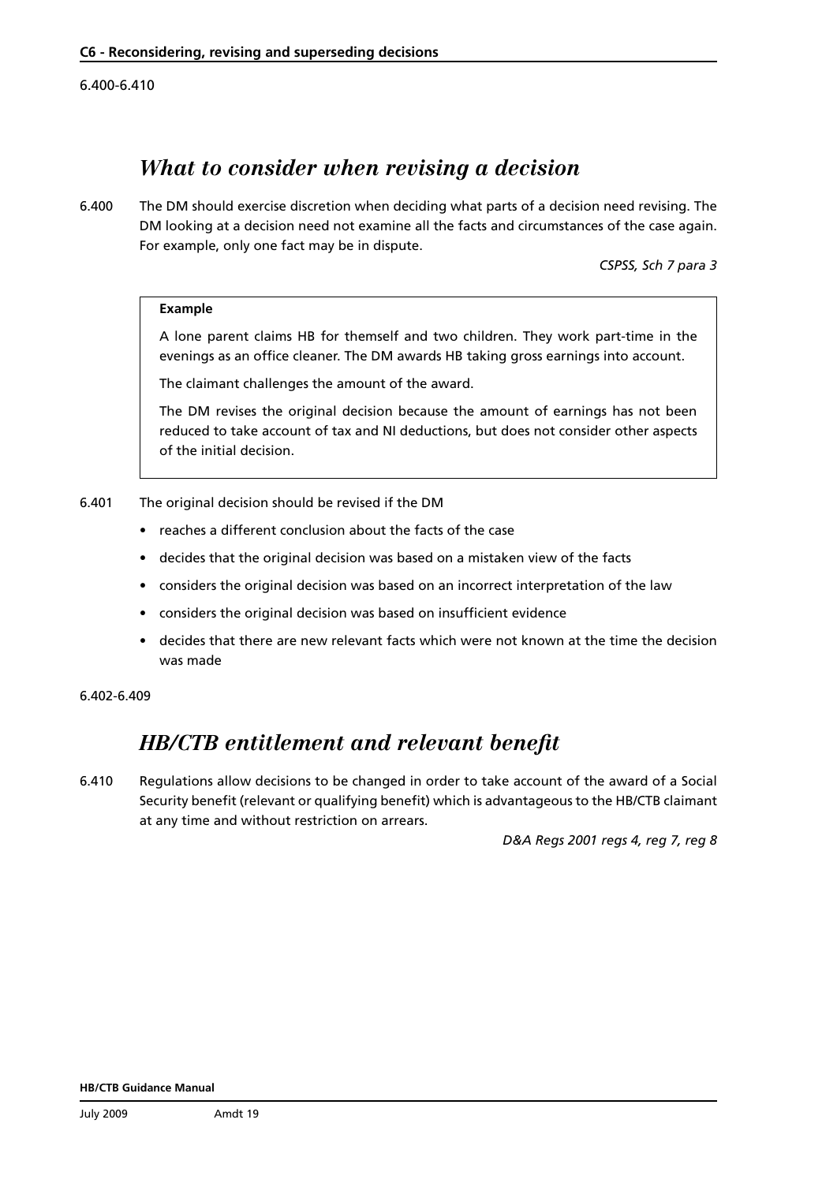## *What to consider when revising a decision*

6.400 The DM should exercise discretion when deciding what parts of a decision need revising. The DM looking at a decision need not examine all the facts and circumstances of the case again. For example, only one fact may be in dispute.

*CSPSS, Sch 7 para 3*

> **Example**
>
> A lone parent claims HB for themself and two children. They work part-time in the evenings as an office cleaner. The DM awards HB taking gross earnings into account.
>
> The claimant challenges the amount of the award.
>
> The DM revises the original decision because the amount of earnings has not been reduced to take account of tax and NI deductions, but does not consider other aspects of the initial decision.

6.401 The original decision should be revised if the DM

- reaches a different conclusion about the facts of the case
- decides that the original decision was based on a mistaken view of the facts
- considers the original decision was based on an incorrect interpretation of the law
- considers the original decision was based on insufficient evidence
- decides that there are new relevant facts which were not known at the time the decision was made

6.402-6.409

## *HB/CTB entitlement and relevant benefit*

6.410 Regulations allow decisions to be changed in order to take account of the award of a Social Security benefit (relevant or qualifying benefit) which is advantageous to the HB/CTB claimant at any time and without restriction on arrears.

*D&A Regs 2001 regs 4, reg 7, reg 8*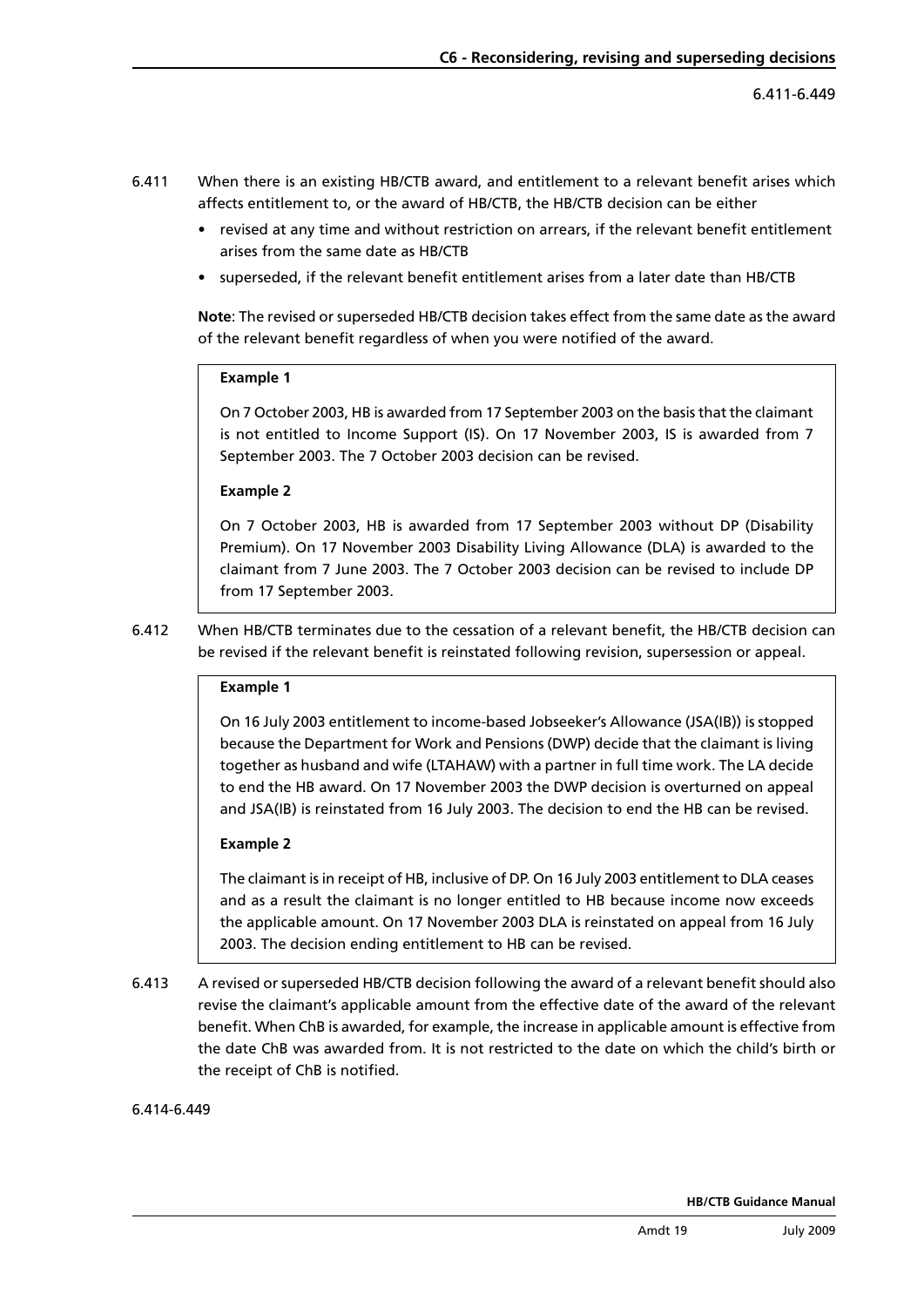6.411 When there is an existing HB/CTB award, and entitlement to a relevant benefit arises which affects entitlement to, or the award of HB/CTB, the HB/CTB decision can be either

- revised at any time and without restriction on arrears, if the relevant benefit entitlement arises from the same date as HB/CTB
- superseded, if the relevant benefit entitlement arises from a later date than HB/CTB

**Note**: The revised or superseded HB/CTB decision takes effect from the same date as the award of the relevant benefit regardless of when you were notified of the award.

> **Example 1**
>
> On 7 October 2003, HB is awarded from 17 September 2003 on the basis that the claimant is not entitled to Income Support (IS). On 17 November 2003, IS is awarded from 7 September 2003. The 7 October 2003 decision can be revised.
>
> **Example 2**
>
> On 7 October 2003, HB is awarded from 17 September 2003 without DP (Disability Premium). On 17 November 2003 Disability Living Allowance (DLA) is awarded to the claimant from 7 June 2003. The 7 October 2003 decision can be revised to include DP from 17 September 2003.

6.412 When HB/CTB terminates due to the cessation of a relevant benefit, the HB/CTB decision can be revised if the relevant benefit is reinstated following revision, supersession or appeal.

> **Example 1**
>
> On 16 July 2003 entitlement to income-based Jobseeker's Allowance (JSA(IB)) is stopped because the Department for Work and Pensions (DWP) decide that the claimant is living together as husband and wife (LTAHAW) with a partner in full time work. The LA decide to end the HB award. On 17 November 2003 the DWP decision is overturned on appeal and JSA(IB) is reinstated from 16 July 2003. The decision to end the HB can be revised.
>
> **Example 2**
>
> The claimant is in receipt of HB, inclusive of DP. On 16 July 2003 entitlement to DLA ceases and as a result the claimant is no longer entitled to HB because income now exceeds the applicable amount. On 17 November 2003 DLA is reinstated on appeal from 16 July 2003. The decision ending entitlement to HB can be revised.

6.413 A revised or superseded HB/CTB decision following the award of a relevant benefit should also revise the claimant's applicable amount from the effective date of the award of the relevant benefit. When ChB is awarded, for example, the increase in applicable amount is effective from the date ChB was awarded from. It is not restricted to the date on which the child's birth or the receipt of ChB is notified.

6.414-6.449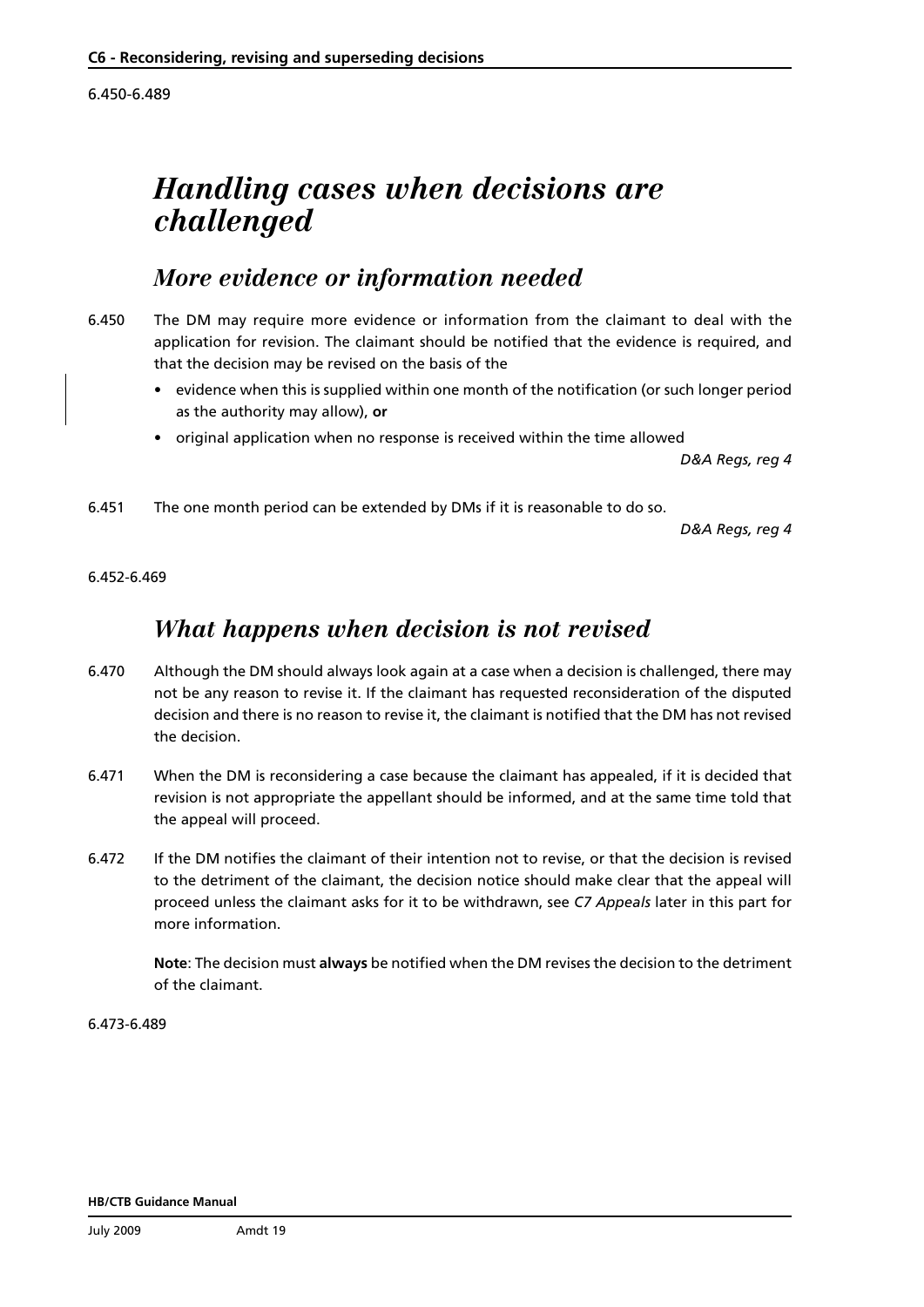6.450-6.489

# Handling cases when decisions are challenged

## More evidence or information needed

6.450 The DM may require more evidence or information from the claimant to deal with the application for revision. The claimant should be notified that the evidence is required, and that the decision may be revised on the basis of the

- evidence when this is supplied within one month of the notification (or such longer period as the authority may allow), **or**
- original application when no response is received within the time allowed

*D&A Regs, reg 4*

6.451 The one month period can be extended by DMs if it is reasonable to do so.

*D&A Regs, reg 4*

6.452-6.469

## What happens when decision is not revised

6.470 Although the DM should always look again at a case when a decision is challenged, there may not be any reason to revise it. If the claimant has requested reconsideration of the disputed decision and there is no reason to revise it, the claimant is notified that the DM has not revised the decision.

6.471 When the DM is reconsidering a case because the claimant has appealed, if it is decided that revision is not appropriate the appellant should be informed, and at the same time told that the appeal will proceed.

6.472 If the DM notifies the claimant of their intention not to revise, or that the decision is revised to the detriment of the claimant, the decision notice should make clear that the appeal will proceed unless the claimant asks for it to be withdrawn, see *C7 Appeals* later in this part for more information.

**Note**: The decision must **always** be notified when the DM revises the decision to the detriment of the claimant.

6.473-6.489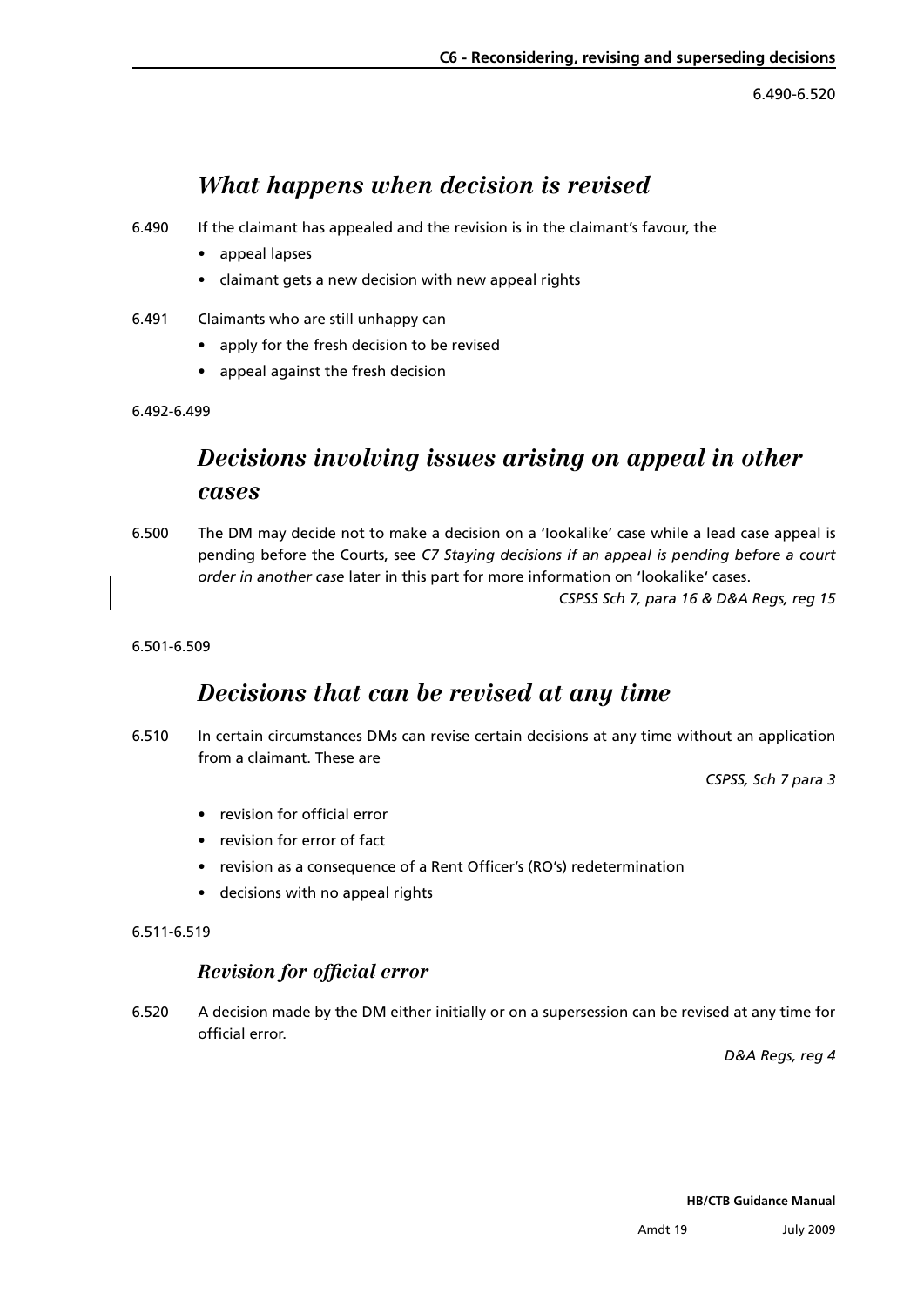## *What happens when decision is revised*

6.490 If the claimant has appealed and the revision is in the claimant's favour, the

- appeal lapses
- claimant gets a new decision with new appeal rights

6.491 Claimants who are still unhappy can

- apply for the fresh decision to be revised
- appeal against the fresh decision

6.492-6.499

## *Decisions involving issues arising on appeal in other cases*

6.500 The DM may decide not to make a decision on a 'lookalike' case while a lead case appeal is pending before the Courts, see *C7 Staying decisions if an appeal is pending before a court order in another case* later in this part for more information on 'lookalike' cases.

*CSPSS Sch 7, para 16 & D&A Regs, reg 15*

6.501-6.509

## *Decisions that can be revised at any time*

6.510 In certain circumstances DMs can revise certain decisions at any time without an application from a claimant. These are

*CSPSS, Sch 7 para 3*

- revision for official error
- revision for error of fact
- revision as a consequence of a Rent Officer's (RO's) redetermination
- decisions with no appeal rights

6.511-6.519

### *Revision for official error*

6.520 A decision made by the DM either initially or on a supersession can be revised at any time for official error.

*D&A Regs, reg 4*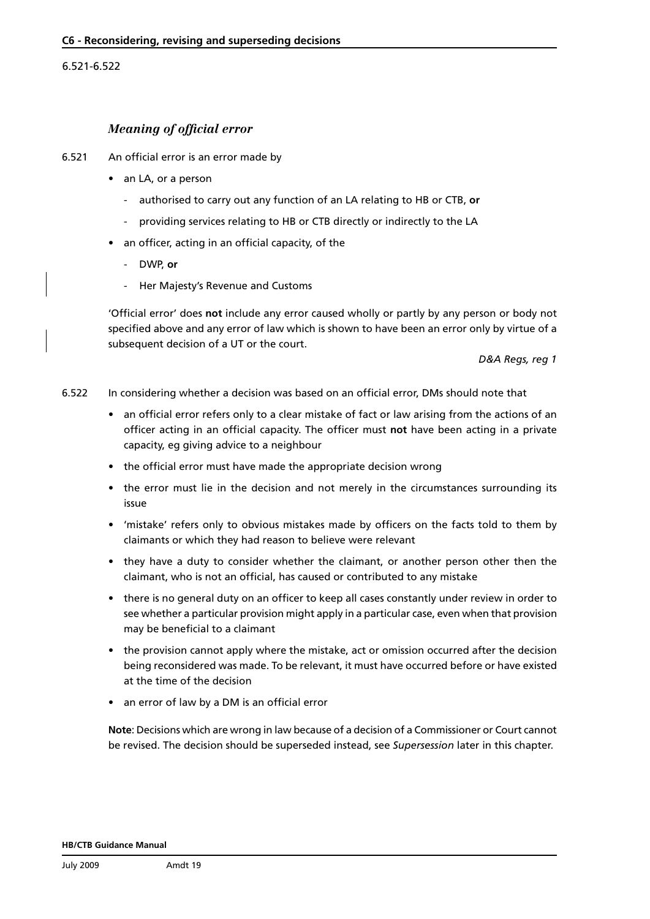### *Meaning of official error*

6.521 An official error is an error made by

- an LA, or a person
  - authorised to carry out any function of an LA relating to HB or CTB, **or**
  - providing services relating to HB or CTB directly or indirectly to the LA
- an officer, acting in an official capacity, of the
  - DWP, **or**
  - Her Majesty's Revenue and Customs

'Official error' does **not** include any error caused wholly or partly by any person or body not specified above and any error of law which is shown to have been an error only by virtue of a subsequent decision of a UT or the court.

*D&A Regs, reg 1*

6.522 In considering whether a decision was based on an official error, DMs should note that

- an official error refers only to a clear mistake of fact or law arising from the actions of an officer acting in an official capacity. The officer must **not** have been acting in a private capacity, eg giving advice to a neighbour
- the official error must have made the appropriate decision wrong
- the error must lie in the decision and not merely in the circumstances surrounding its issue
- 'mistake' refers only to obvious mistakes made by officers on the facts told to them by claimants or which they had reason to believe were relevant
- they have a duty to consider whether the claimant, or another person other then the claimant, who is not an official, has caused or contributed to any mistake
- there is no general duty on an officer to keep all cases constantly under review in order to see whether a particular provision might apply in a particular case, even when that provision may be beneficial to a claimant
- the provision cannot apply where the mistake, act or omission occurred after the decision being reconsidered was made. To be relevant, it must have occurred before or have existed at the time of the decision
- an error of law by a DM is an official error

**Note**: Decisions which are wrong in law because of a decision of a Commissioner or Court cannot be revised. The decision should be superseded instead, see *Supersession* later in this chapter.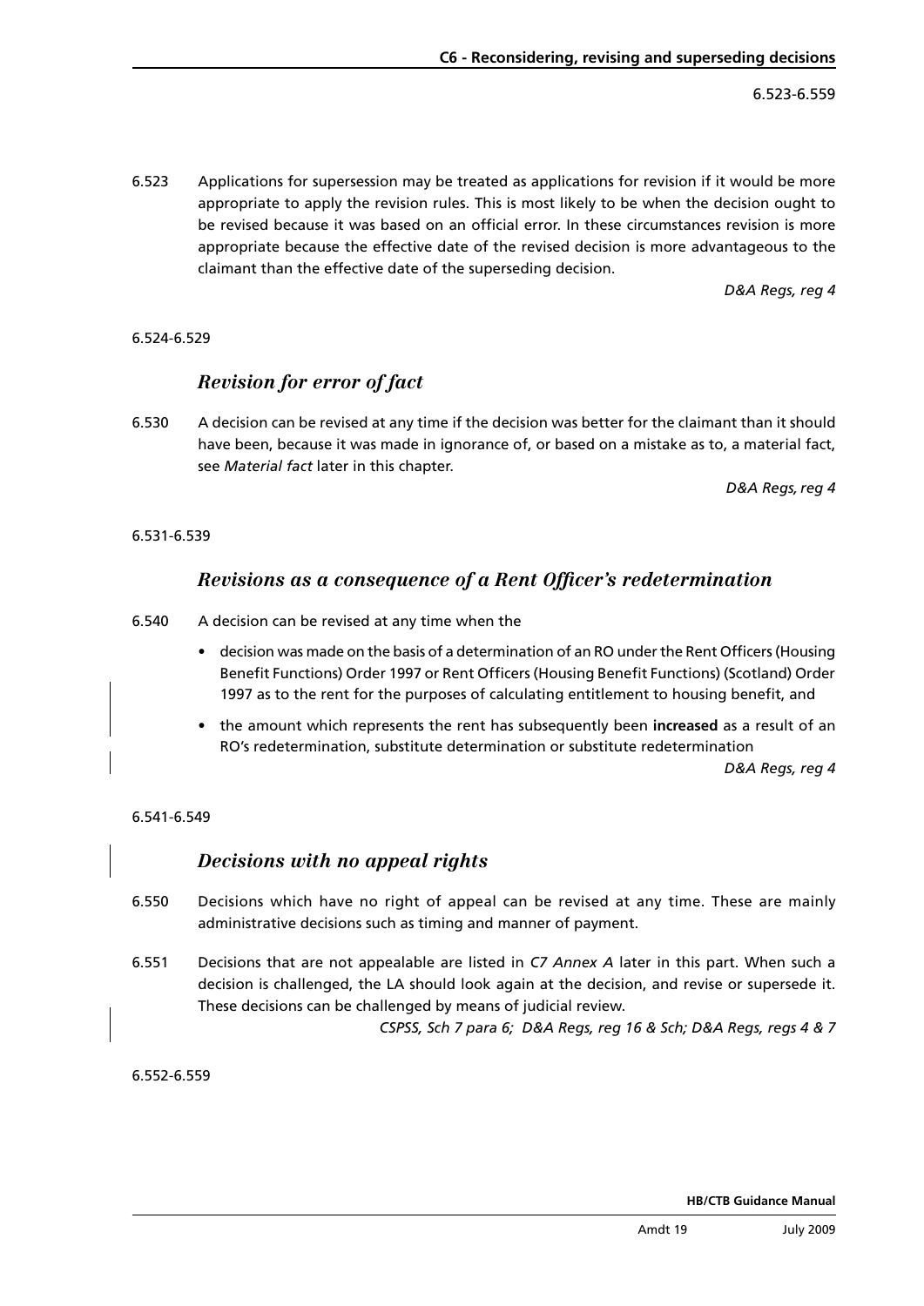6.523-6.559

6.523 Applications for supersession may be treated as applications for revision if it would be more appropriate to apply the revision rules. This is most likely to be when the decision ought to be revised because it was based on an official error. In these circumstances revision is more appropriate because the effective date of the revised decision is more advantageous to the claimant than the effective date of the superseding decision.

*D&A Regs, reg 4*

6.524-6.529

## *Revision for error of fact*

6.530 A decision can be revised at any time if the decision was better for the claimant than it should have been, because it was made in ignorance of, or based on a mistake as to, a material fact, see *Material fact* later in this chapter.

*D&A Regs, reg 4*

6.531-6.539

## *Revisions as a consequence of a Rent Officer's redetermination*

6.540 A decision can be revised at any time when the

- decision was made on the basis of a determination of an RO under the Rent Officers (Housing Benefit Functions) Order 1997 or Rent Officers (Housing Benefit Functions) (Scotland) Order 1997 as to the rent for the purposes of calculating entitlement to housing benefit, and
- the amount which represents the rent has subsequently been **increased** as a result of an RO's redetermination, substitute determination or substitute redetermination

*D&A Regs, reg 4*

6.541-6.549

## *Decisions with no appeal rights*

6.550 Decisions which have no right of appeal can be revised at any time. These are mainly administrative decisions such as timing and manner of payment.

6.551 Decisions that are not appealable are listed in *C7 Annex A* later in this part. When such a decision is challenged, the LA should look again at the decision, and revise or supersede it. These decisions can be challenged by means of judicial review.

*CSPSS, Sch 7 para 6; D&A Regs, reg 16 & Sch; D&A Regs, regs 4 & 7*

6.552-6.559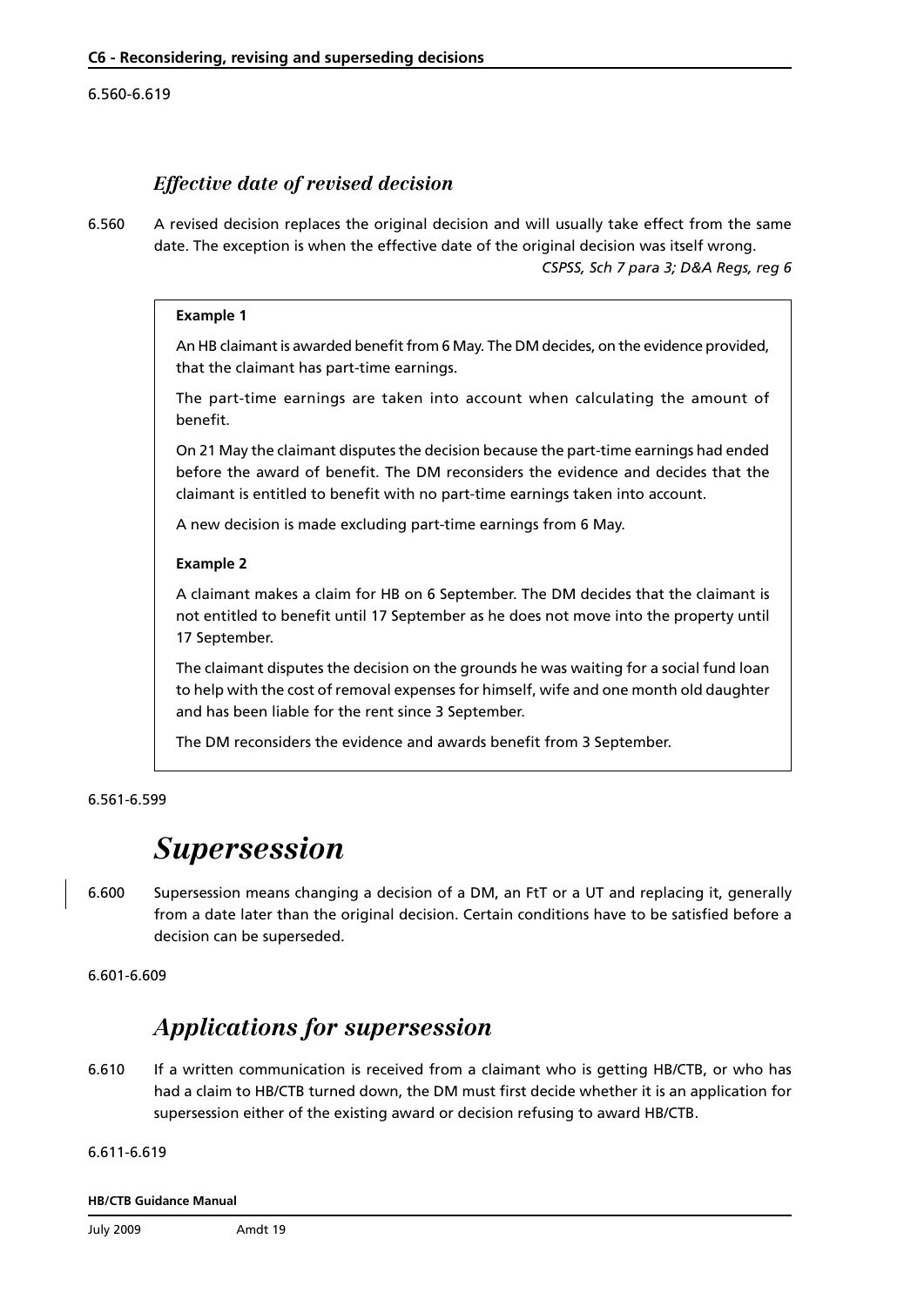6.560-6.619

### *Effective date of revised decision*

6.560 A revised decision replaces the original decision and will usually take effect from the same date. The exception is when the effective date of the original decision was itself wrong.
*CSPSS, Sch 7 para 3; D&A Regs, reg 6*

> **Example 1**
>
> An HB claimant is awarded benefit from 6 May. The DM decides, on the evidence provided, that the claimant has part-time earnings.
>
> The part-time earnings are taken into account when calculating the amount of benefit.
>
> On 21 May the claimant disputes the decision because the part-time earnings had ended before the award of benefit. The DM reconsiders the evidence and decides that the claimant is entitled to benefit with no part-time earnings taken into account.
>
> A new decision is made excluding part-time earnings from 6 May.
>
> **Example 2**
>
> A claimant makes a claim for HB on 6 September. The DM decides that the claimant is not entitled to benefit until 17 September as he does not move into the property until 17 September.
>
> The claimant disputes the decision on the grounds he was waiting for a social fund loan to help with the cost of removal expenses for himself, wife and one month old daughter and has been liable for the rent since 3 September.
>
> The DM reconsiders the evidence and awards benefit from 3 September.

6.561-6.599

## *Supersession*

6.600 Supersession means changing a decision of a DM, an FtT or a UT and replacing it, generally from a date later than the original decision. Certain conditions have to be satisfied before a decision can be superseded.

6.601-6.609

### *Applications for supersession*

6.610 If a written communication is received from a claimant who is getting HB/CTB, or who has had a claim to HB/CTB turned down, the DM must first decide whether it is an application for supersession either of the existing award or decision refusing to award HB/CTB.

6.611-6.619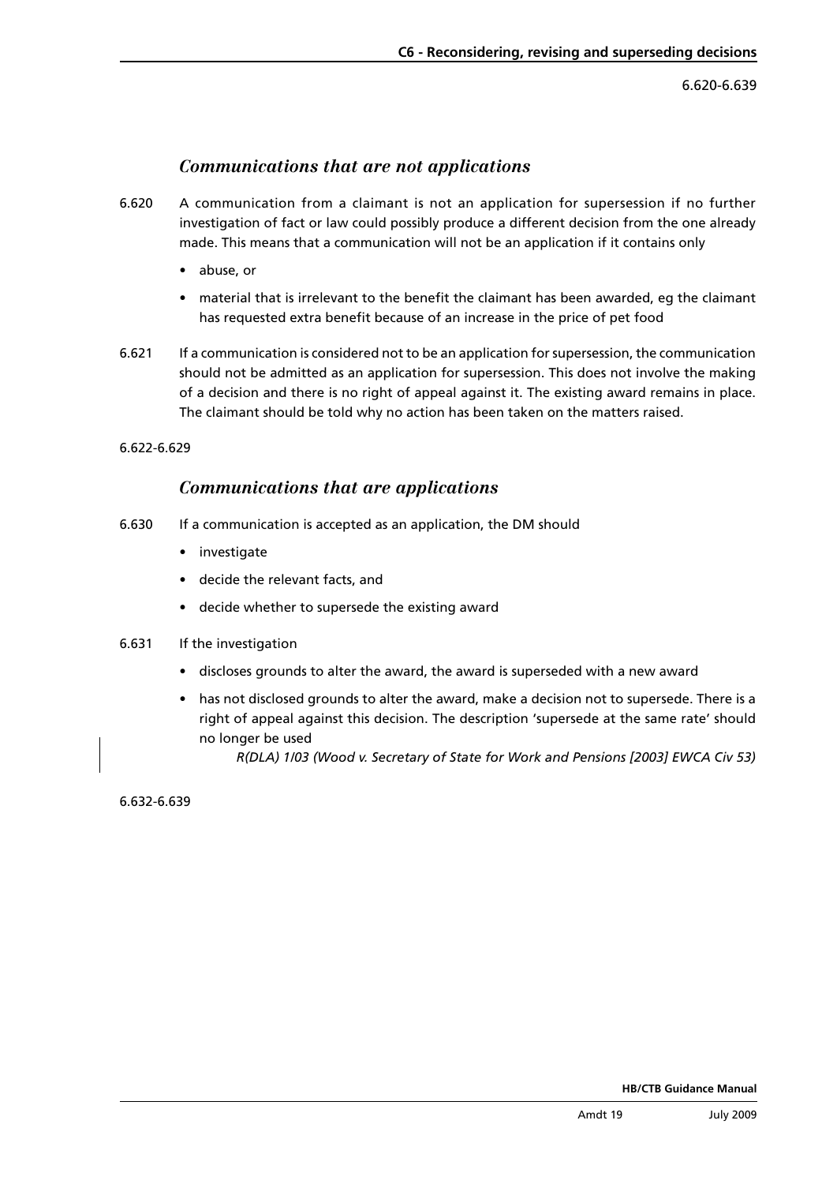### *Communications that are not applications*

6.620 A communication from a claimant is not an application for supersession if no further investigation of fact or law could possibly produce a different decision from the one already made. This means that a communication will not be an application if it contains only

- abuse, or
- material that is irrelevant to the benefit the claimant has been awarded, eg the claimant has requested extra benefit because of an increase in the price of pet food

6.621 If a communication is considered not to be an application for supersession, the communication should not be admitted as an application for supersession. This does not involve the making of a decision and there is no right of appeal against it. The existing award remains in place. The claimant should be told why no action has been taken on the matters raised.

6.622-6.629

### *Communications that are applications*

6.630 If a communication is accepted as an application, the DM should

- investigate
- decide the relevant facts, and
- decide whether to supersede the existing award

6.631 If the investigation

- discloses grounds to alter the award, the award is superseded with a new award
- has not disclosed grounds to alter the award, make a decision not to supersede. There is a right of appeal against this decision. The description 'supersede at the same rate' should no longer be used

  *R(DLA) 1/03 (Wood v. Secretary of State for Work and Pensions [2003] EWCA Civ 53)*

6.632-6.639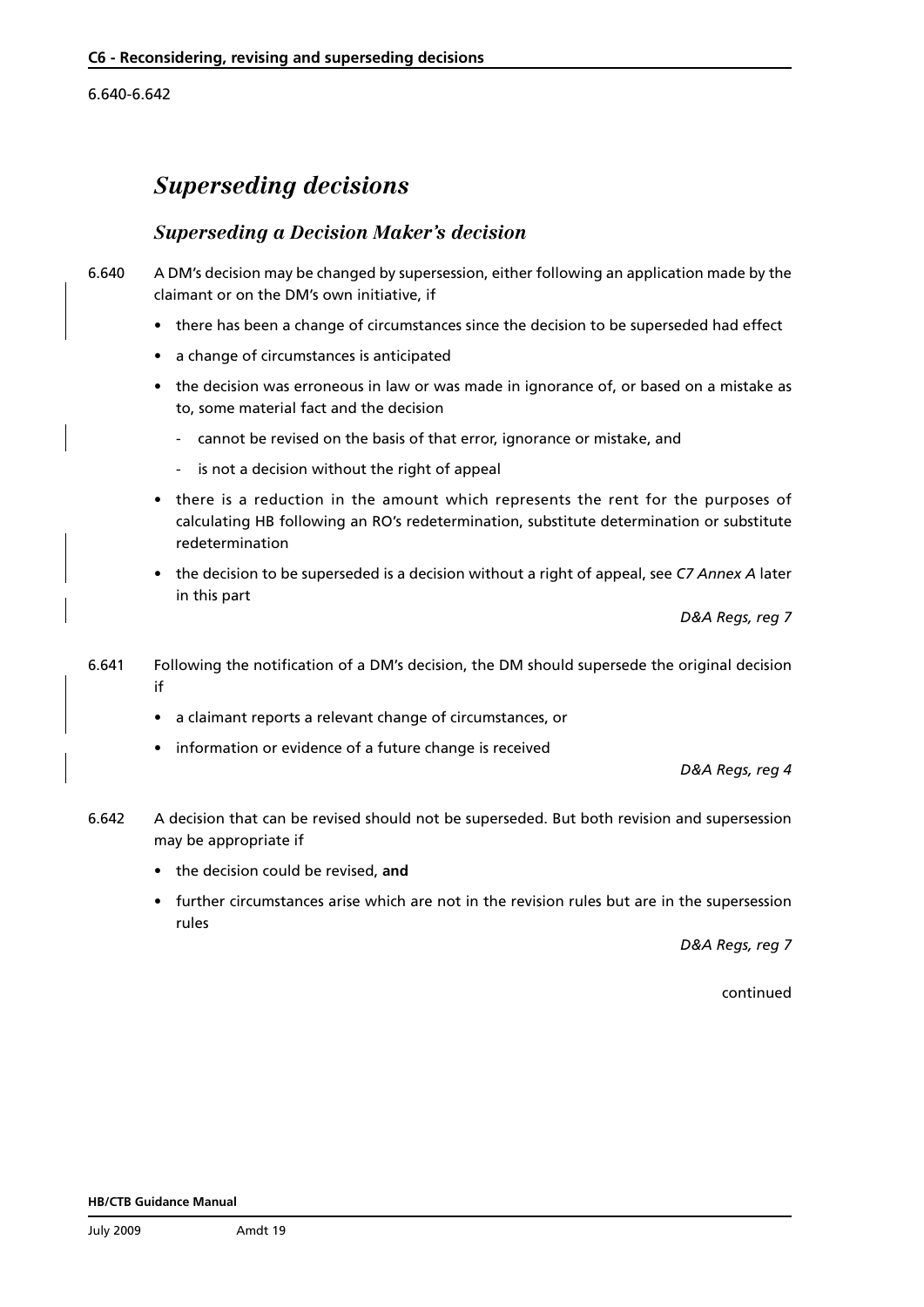# *Superseding decisions*

## *Superseding a Decision Maker's decision*

6.640 A DM's decision may be changed by supersession, either following an application made by the claimant or on the DM's own initiative, if

- there has been a change of circumstances since the decision to be superseded had effect
- a change of circumstances is anticipated
- the decision was erroneous in law or was made in ignorance of, or based on a mistake as to, some material fact and the decision
  - cannot be revised on the basis of that error, ignorance or mistake, and
  - is not a decision without the right of appeal
- there is a reduction in the amount which represents the rent for the purposes of calculating HB following an RO's redetermination, substitute determination or substitute redetermination
- the decision to be superseded is a decision without a right of appeal, see *C7 Annex A* later in this part

*D&A Regs, reg 7*

6.641 Following the notification of a DM's decision, the DM should supersede the original decision if

- a claimant reports a relevant change of circumstances, or
- information or evidence of a future change is received

*D&A Regs, reg 4*

6.642 A decision that can be revised should not be superseded. But both revision and supersession may be appropriate if

- the decision could be revised, **and**
- further circumstances arise which are not in the revision rules but are in the supersession rules

*D&A Regs, reg 7*

continued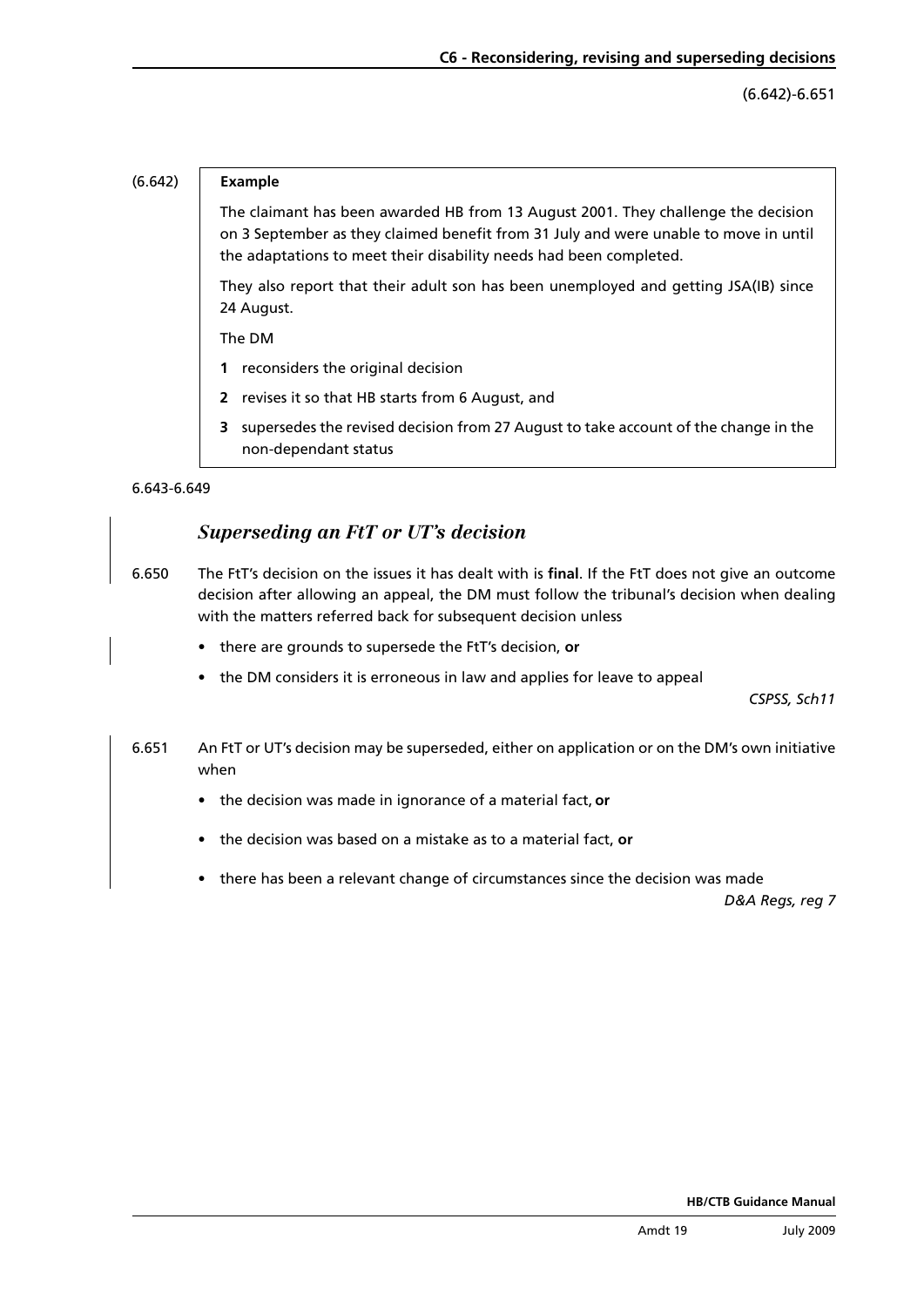(6.642) **Example**

The claimant has been awarded HB from 13 August 2001. They challenge the decision on 3 September as they claimed benefit from 31 July and were unable to move in until the adaptations to meet their disability needs had been completed.

They also report that their adult son has been unemployed and getting JSA(IB) since 24 August.

The DM

1. reconsiders the original decision
2. revises it so that HB starts from 6 August, and
3. supersedes the revised decision from 27 August to take account of the change in the non-dependant status

6.643-6.649

## *Superseding an FtT or UT's decision*

6.650 The FtT's decision on the issues it has dealt with is **final**. If the FtT does not give an outcome decision after allowing an appeal, the DM must follow the tribunal's decision when dealing with the matters referred back for subsequent decision unless

- there are grounds to supersede the FtT's decision, **or**
- the DM considers it is erroneous in law and applies for leave to appeal

*CSPSS, Sch11*

6.651 An FtT or UT's decision may be superseded, either on application or on the DM's own initiative when

- the decision was made in ignorance of a material fact, **or**
- the decision was based on a mistake as to a material fact, **or**
- there has been a relevant change of circumstances since the decision was made

*D&A Regs, reg 7*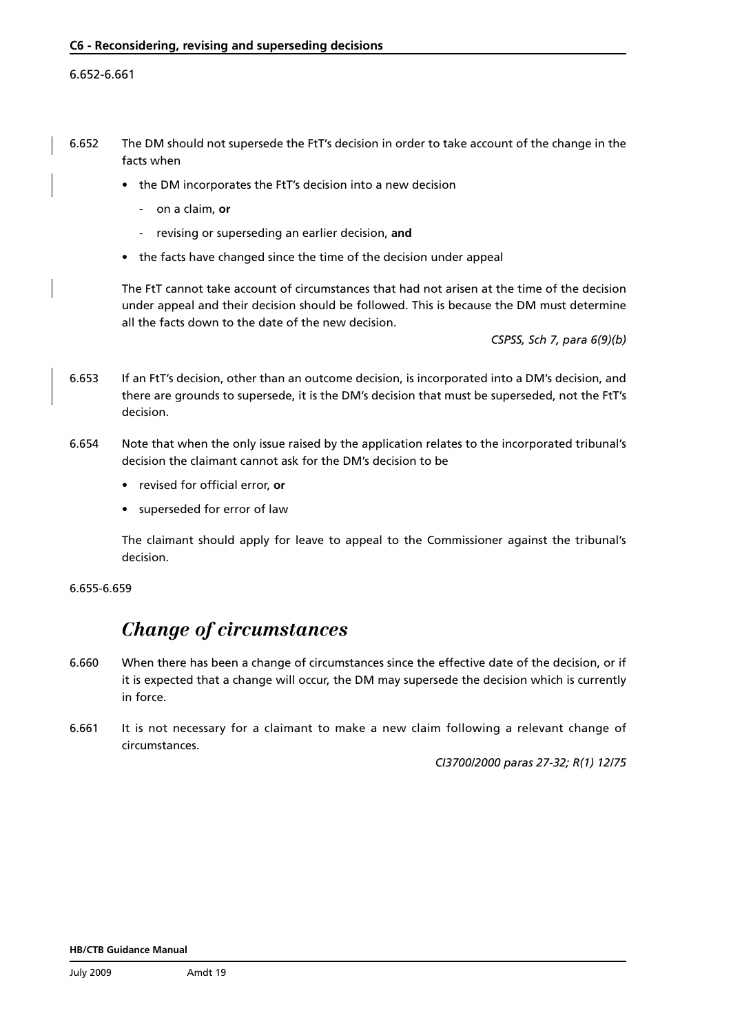6.652-6.661

6.652 The DM should not supersede the FtT's decision in order to take account of the change in the facts when

- the DM incorporates the FtT's decision into a new decision
  - on a claim, **or**
  - revising or superseding an earlier decision, **and**
- the facts have changed since the time of the decision under appeal

The FtT cannot take account of circumstances that had not arisen at the time of the decision under appeal and their decision should be followed. This is because the DM must determine all the facts down to the date of the new decision.

*CSPSS, Sch 7, para 6(9)(b)*

6.653 If an FtT's decision, other than an outcome decision, is incorporated into a DM's decision, and there are grounds to supersede, it is the DM's decision that must be superseded, not the FtT's decision.

6.654 Note that when the only issue raised by the application relates to the incorporated tribunal's decision the claimant cannot ask for the DM's decision to be

- revised for official error, **or**
- superseded for error of law

The claimant should apply for leave to appeal to the Commissioner against the tribunal's decision.

6.655-6.659

## *Change of circumstances*

6.660 When there has been a change of circumstances since the effective date of the decision, or if it is expected that a change will occur, the DM may supersede the decision which is currently in force.

6.661 It is not necessary for a claimant to make a new claim following a relevant change of circumstances.

*CI3700/2000 paras 27-32; R(1) 12/75*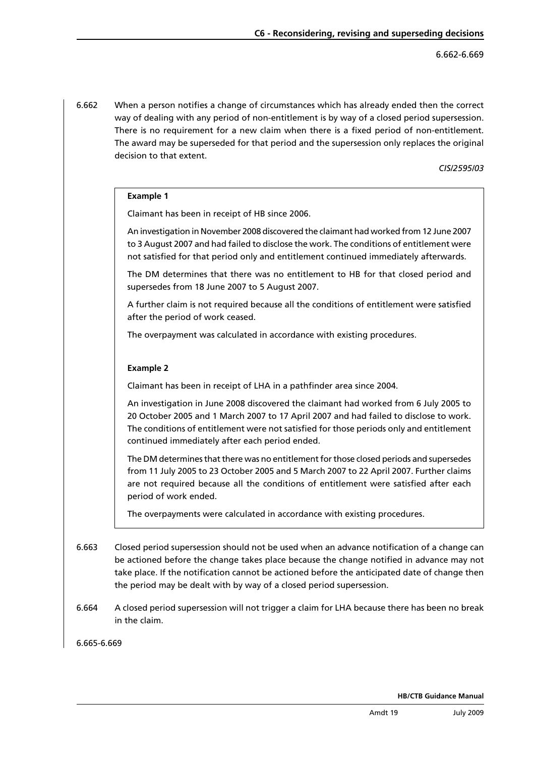6.662 When a person notifies a change of circumstances which has already ended then the correct way of dealing with any period of non-entitlement is by way of a closed period supersession. There is no requirement for a new claim when there is a fixed period of non-entitlement. The award may be superseded for that period and the supersession only replaces the original decision to that extent.

*CIS/2595/03*

> **Example 1**
>
> Claimant has been in receipt of HB since 2006.
>
> An investigation in November 2008 discovered the claimant had worked from 12 June 2007 to 3 August 2007 and had failed to disclose the work. The conditions of entitlement were not satisfied for that period only and entitlement continued immediately afterwards.
>
> The DM determines that there was no entitlement to HB for that closed period and supersedes from 18 June 2007 to 5 August 2007.
>
> A further claim is not required because all the conditions of entitlement were satisfied after the period of work ceased.
>
> The overpayment was calculated in accordance with existing procedures.
>
> **Example 2**
>
> Claimant has been in receipt of LHA in a pathfinder area since 2004.
>
> An investigation in June 2008 discovered the claimant had worked from 6 July 2005 to 20 October 2005 and 1 March 2007 to 17 April 2007 and had failed to disclose to work. The conditions of entitlement were not satisfied for those periods only and entitlement continued immediately after each period ended.
>
> The DM determines that there was no entitlement for those closed periods and supersedes from 11 July 2005 to 23 October 2005 and 5 March 2007 to 22 April 2007. Further claims are not required because all the conditions of entitlement were satisfied after each period of work ended.
>
> The overpayments were calculated in accordance with existing procedures.

6.663 Closed period supersession should not be used when an advance notification of a change can be actioned before the change takes place because the change notified in advance may not take place. If the notification cannot be actioned before the anticipated date of change then the period may be dealt with by way of a closed period supersession.

6.664 A closed period supersession will not trigger a claim for LHA because there has been no break in the claim.

6.665-6.669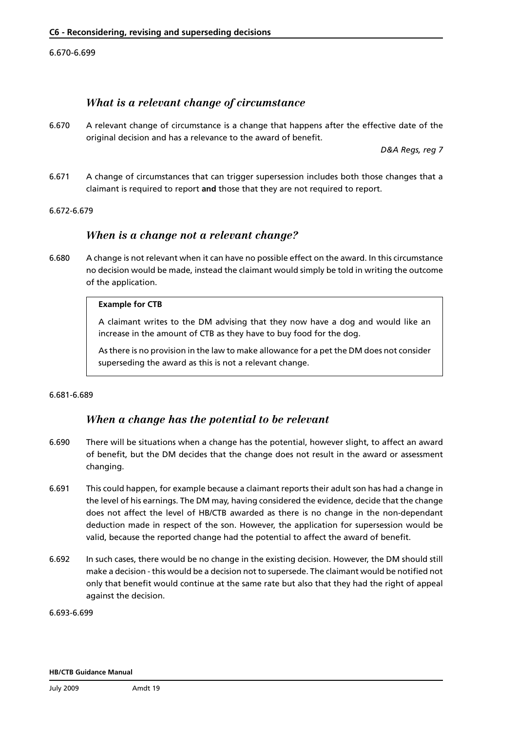6.670-6.699

### *What is a relevant change of circumstance*

6.670 A relevant change of circumstance is a change that happens after the effective date of the original decision and has a relevance to the award of benefit.

*D&A Regs, reg 7*

6.671 A change of circumstances that can trigger supersession includes both those changes that a claimant is required to report **and** those that they are not required to report.

6.672-6.679

### *When is a change not a relevant change?*

6.680 A change is not relevant when it can have no possible effect on the award. In this circumstance no decision would be made, instead the claimant would simply be told in writing the outcome of the application.

> **Example for CTB**
>
> A claimant writes to the DM advising that they now have a dog and would like an increase in the amount of CTB as they have to buy food for the dog.
>
> As there is no provision in the law to make allowance for a pet the DM does not consider superseding the award as this is not a relevant change.

6.681-6.689

### *When a change has the potential to be relevant*

6.690 There will be situations when a change has the potential, however slight, to affect an award of benefit, but the DM decides that the change does not result in the award or assessment changing.

6.691 This could happen, for example because a claimant reports their adult son has had a change in the level of his earnings. The DM may, having considered the evidence, decide that the change does not affect the level of HB/CTB awarded as there is no change in the non-dependant deduction made in respect of the son. However, the application for supersession would be valid, because the reported change had the potential to affect the award of benefit.

6.692 In such cases, there would be no change in the existing decision. However, the DM should still make a decision - this would be a decision not to supersede. The claimant would be notified not only that benefit would continue at the same rate but also that they had the right of appeal against the decision.

6.693-6.699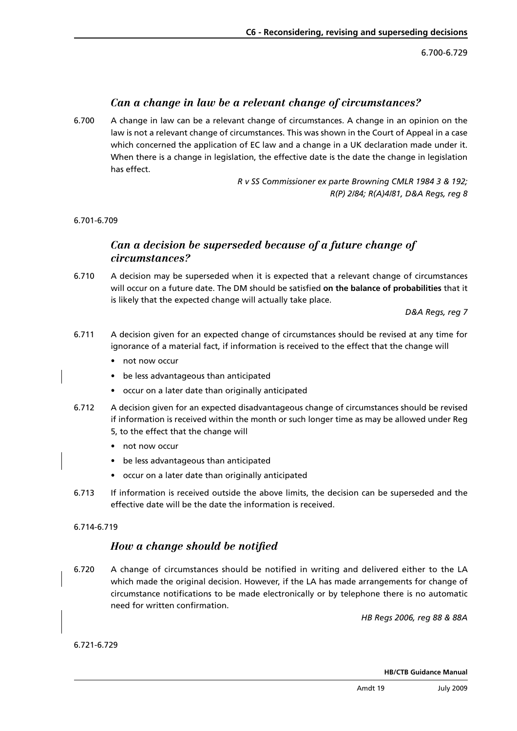## *Can a change in law be a relevant change of circumstances?*

6.700 A change in law can be a relevant change of circumstances. A change in an opinion on the law is not a relevant change of circumstances. This was shown in the Court of Appeal in a case which concerned the application of EC law and a change in a UK declaration made under it. When there is a change in legislation, the effective date is the date the change in legislation has effect.

*R v SS Commissioner ex parte Browning CMLR 1984 3 & 192; R(P) 2/84; R(A)4/81, D&A Regs, reg 8*

6.701-6.709

## *Can a decision be superseded because of a future change of circumstances?*

6.710 A decision may be superseded when it is expected that a relevant change of circumstances will occur on a future date. The DM should be satisfied **on the balance of probabilities** that it is likely that the expected change will actually take place.

*D&A Regs, reg 7*

6.711 A decision given for an expected change of circumstances should be revised at any time for ignorance of a material fact, if information is received to the effect that the change will

- not now occur
- be less advantageous than anticipated
- occur on a later date than originally anticipated

6.712 A decision given for an expected disadvantageous change of circumstances should be revised if information is received within the month or such longer time as may be allowed under Reg 5, to the effect that the change will

- not now occur
- be less advantageous than anticipated
- occur on a later date than originally anticipated

6.713 If information is received outside the above limits, the decision can be superseded and the effective date will be the date the information is received.

6.714-6.719

## *How a change should be notified*

6.720 A change of circumstances should be notified in writing and delivered either to the LA which made the original decision. However, if the LA has made arrangements for change of circumstance notifications to be made electronically or by telephone there is no automatic need for written confirmation.

*HB Regs 2006, reg 88 & 88A*

6.721-6.729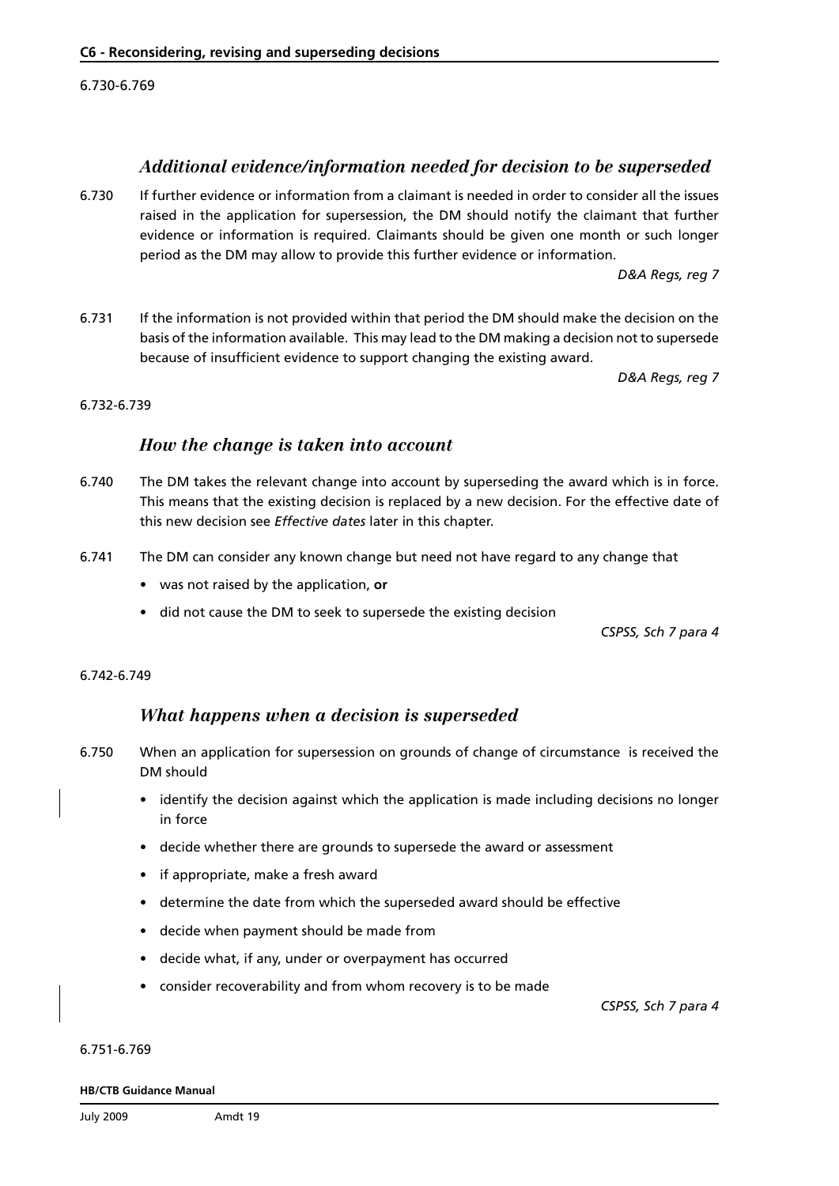6.730-6.769

### *Additional evidence/information needed for decision to be superseded*

6.730 If further evidence or information from a claimant is needed in order to consider all the issues raised in the application for supersession, the DM should notify the claimant that further evidence or information is required. Claimants should be given one month or such longer period as the DM may allow to provide this further evidence or information.

*D&A Regs, reg 7*

6.731 If the information is not provided within that period the DM should make the decision on the basis of the information available. This may lead to the DM making a decision not to supersede because of insufficient evidence to support changing the existing award.

*D&A Regs, reg 7*

6.732-6.739

### *How the change is taken into account*

6.740 The DM takes the relevant change into account by superseding the award which is in force. This means that the existing decision is replaced by a new decision. For the effective date of this new decision see *Effective dates* later in this chapter.

6.741 The DM can consider any known change but need not have regard to any change that

- was not raised by the application, **or**
- did not cause the DM to seek to supersede the existing decision

*CSPSS, Sch 7 para 4*

6.742-6.749

### *What happens when a decision is superseded*

6.750 When an application for supersession on grounds of change of circumstance is received the DM should

- identify the decision against which the application is made including decisions no longer in force
- decide whether there are grounds to supersede the award or assessment
- if appropriate, make a fresh award
- determine the date from which the superseded award should be effective
- decide when payment should be made from
- decide what, if any, under or overpayment has occurred
- consider recoverability and from whom recovery is to be made

*CSPSS, Sch 7 para 4*

6.751-6.769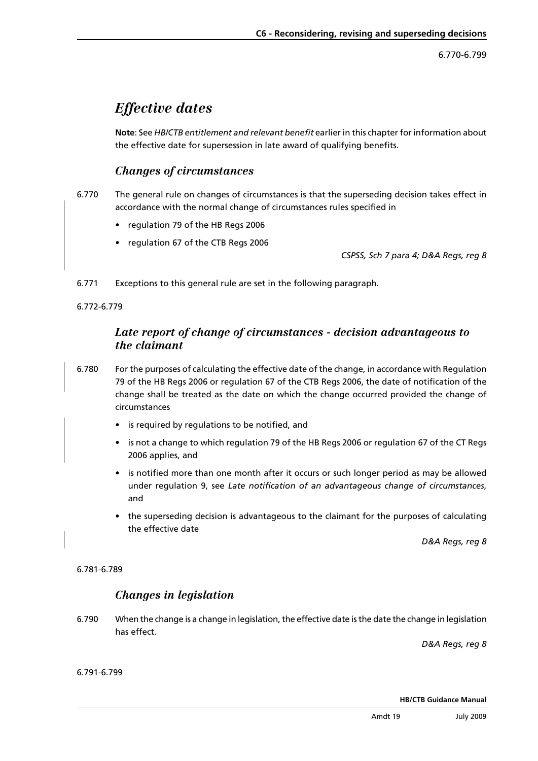# *Effective dates*

**Note**: See *HB/CTB entitlement and relevant benefit* earlier in this chapter for information about the effective date for supersession in late award of qualifying benefits.

## *Changes of circumstances*

6.770 The general rule on changes of circumstances is that the superseding decision takes effect in accordance with the normal change of circumstances rules specified in

- regulation 79 of the HB Regs 2006
- regulation 67 of the CTB Regs 2006

*CSPSS, Sch 7 para 4; D&A Regs, reg 8*

6.771 Exceptions to this general rule are set in the following paragraph.

6.772-6.779

## *Late report of change of circumstances - decision advantageous to the claimant*

6.780 For the purposes of calculating the effective date of the change, in accordance with Regulation 79 of the HB Regs 2006 or regulation 67 of the CTB Regs 2006, the date of notification of the change shall be treated as the date on which the change occurred provided the change of circumstances

- is required by regulations to be notified, and
- is not a change to which regulation 79 of the HB Regs 2006 or regulation 67 of the CT Regs 2006 applies, and
- is notified more than one month after it occurs or such longer period as may be allowed under regulation 9, see *Late notification of an advantageous change of circumstances*, and
- the superseding decision is advantageous to the claimant for the purposes of calculating the effective date

*D&A Regs, reg 8*

6.781-6.789

## *Changes in legislation*

6.790 When the change is a change in legislation, the effective date is the date the change in legislation has effect.

*D&A Regs, reg 8*

6.791-6.799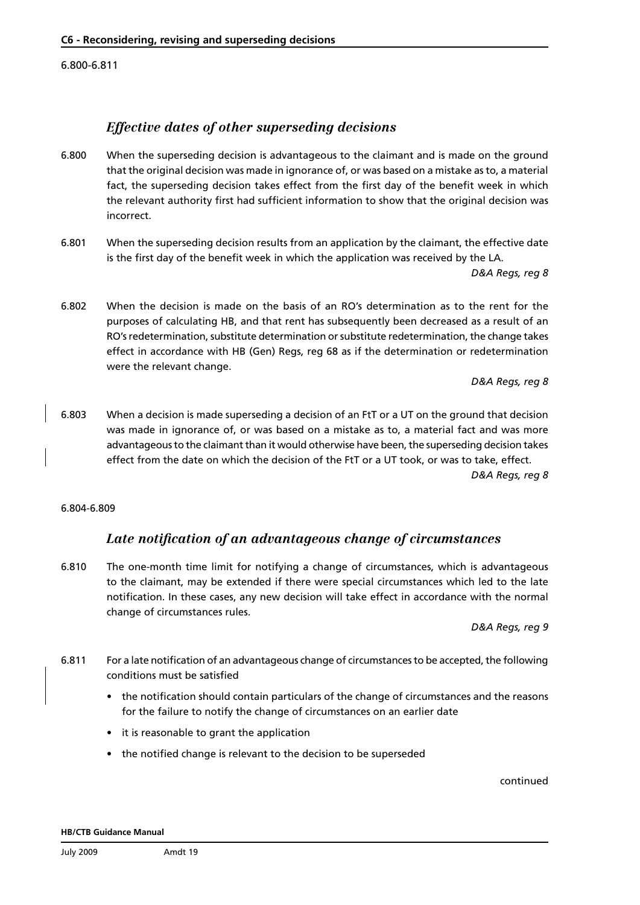6.800-6.811

## *Effective dates of other superseding decisions*

6.800 When the superseding decision is advantageous to the claimant and is made on the ground that the original decision was made in ignorance of, or was based on a mistake as to, a material fact, the superseding decision takes effect from the first day of the benefit week in which the relevant authority first had sufficient information to show that the original decision was incorrect.

6.801 When the superseding decision results from an application by the claimant, the effective date is the first day of the benefit week in which the application was received by the LA.

*D&A Regs, reg 8*

6.802 When the decision is made on the basis of an RO's determination as to the rent for the purposes of calculating HB, and that rent has subsequently been decreased as a result of an RO's redetermination, substitute determination or substitute redetermination, the change takes effect in accordance with HB (Gen) Regs, reg 68 as if the determination or redetermination were the relevant change.

*D&A Regs, reg 8*

6.803 When a decision is made superseding a decision of an FtT or a UT on the ground that decision was made in ignorance of, or was based on a mistake as to, a material fact and was more advantageous to the claimant than it would otherwise have been, the superseding decision takes effect from the date on which the decision of the FtT or a UT took, or was to take, effect.

*D&A Regs, reg 8*

6.804-6.809

## *Late notification of an advantageous change of circumstances*

6.810 The one-month time limit for notifying a change of circumstances, which is advantageous to the claimant, may be extended if there were special circumstances which led to the late notification. In these cases, any new decision will take effect in accordance with the normal change of circumstances rules.

*D&A Regs, reg 9*

6.811 For a late notification of an advantageous change of circumstances to be accepted, the following conditions must be satisfied

- the notification should contain particulars of the change of circumstances and the reasons for the failure to notify the change of circumstances on an earlier date
- it is reasonable to grant the application
- the notified change is relevant to the decision to be superseded

continued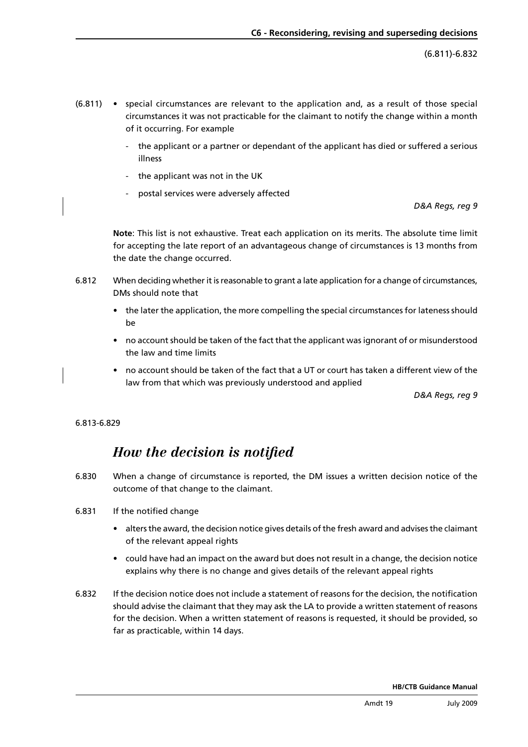(6.811) • special circumstances are relevant to the application and, as a result of those special circumstances it was not practicable for the claimant to notify the change within a month of it occurring. For example

  - the applicant or a partner or dependant of the applicant has died or suffered a serious illness
  - the applicant was not in the UK
  - postal services were adversely affected

*D&A Regs, reg 9*

**Note**: This list is not exhaustive. Treat each application on its merits. The absolute time limit for accepting the late report of an advantageous change of circumstances is 13 months from the date the change occurred.

6.812 When deciding whether it is reasonable to grant a late application for a change of circumstances, DMs should note that

- the later the application, the more compelling the special circumstances for lateness should be
- no account should be taken of the fact that the applicant was ignorant of or misunderstood the law and time limits
- no account should be taken of the fact that a UT or court has taken a different view of the law from that which was previously understood and applied

*D&A Regs, reg 9*

6.813-6.829

## *How the decision is notified*

6.830 When a change of circumstance is reported, the DM issues a written decision notice of the outcome of that change to the claimant.

6.831 If the notified change

- alters the award, the decision notice gives details of the fresh award and advises the claimant of the relevant appeal rights
- could have had an impact on the award but does not result in a change, the decision notice explains why there is no change and gives details of the relevant appeal rights

6.832 If the decision notice does not include a statement of reasons for the decision, the notification should advise the claimant that they may ask the LA to provide a written statement of reasons for the decision. When a written statement of reasons is requested, it should be provided, so far as practicable, within 14 days.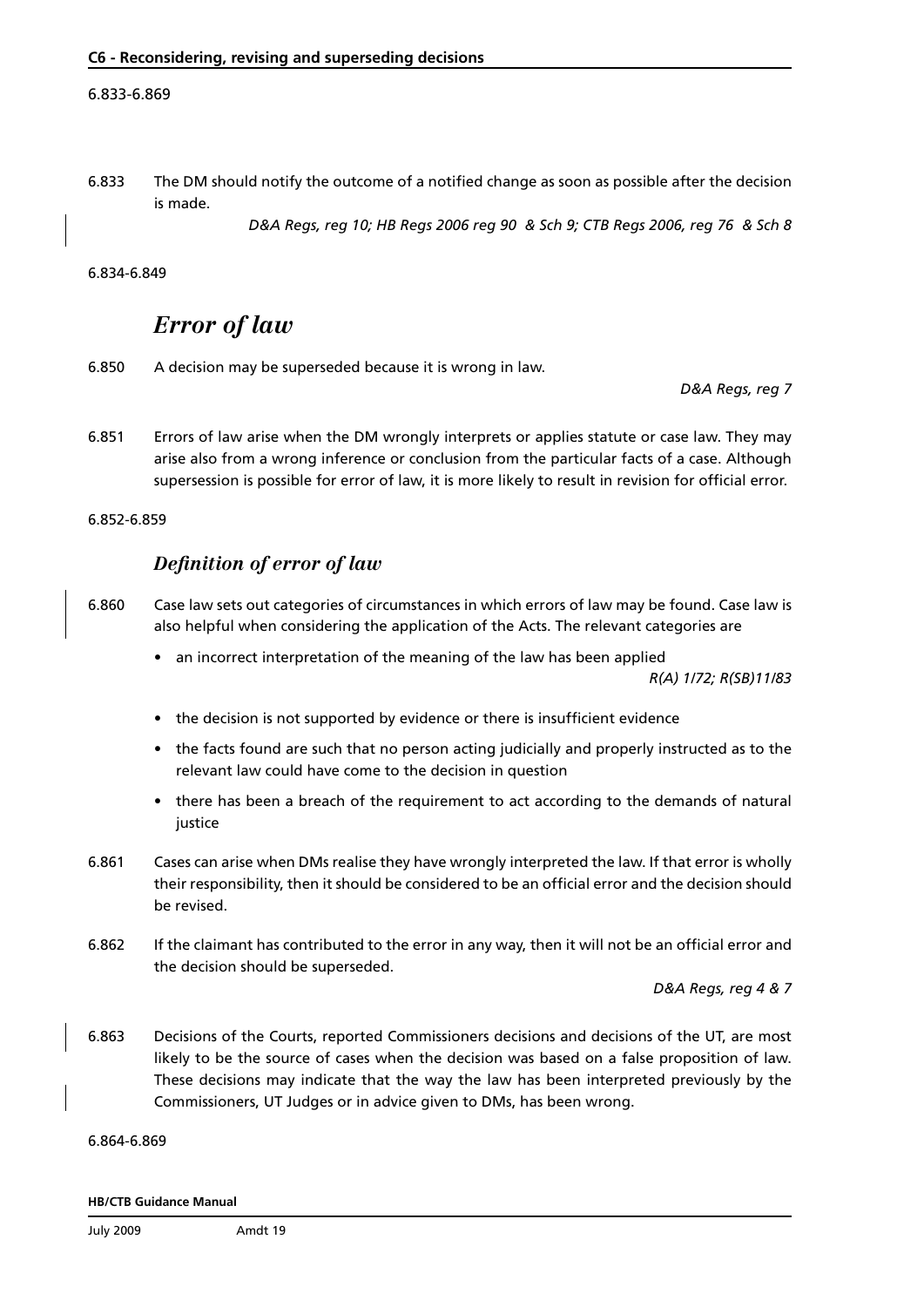6.833-6.869

6.833 The DM should notify the outcome of a notified change as soon as possible after the decision is made.

*D&A Regs, reg 10; HB Regs 2006 reg 90 & Sch 9; CTB Regs 2006, reg 76 & Sch 8*

6.834-6.849

## Error of law

6.850 A decision may be superseded because it is wrong in law.

*D&A Regs, reg 7*

6.851 Errors of law arise when the DM wrongly interprets or applies statute or case law. They may arise also from a wrong inference or conclusion from the particular facts of a case. Although supersession is possible for error of law, it is more likely to result in revision for official error.

6.852-6.859

### Definition of error of law

6.860 Case law sets out categories of circumstances in which errors of law may be found. Case law is also helpful when considering the application of the Acts. The relevant categories are

- an incorrect interpretation of the meaning of the law has been applied

  *R(A) 1/72; R(SB)11/83*

- the decision is not supported by evidence or there is insufficient evidence
- the facts found are such that no person acting judicially and properly instructed as to the relevant law could have come to the decision in question
- there has been a breach of the requirement to act according to the demands of natural justice

6.861 Cases can arise when DMs realise they have wrongly interpreted the law. If that error is wholly their responsibility, then it should be considered to be an official error and the decision should be revised.

6.862 If the claimant has contributed to the error in any way, then it will not be an official error and the decision should be superseded.

*D&A Regs, reg 4 & 7*

6.863 Decisions of the Courts, reported Commissioners decisions and decisions of the UT, are most likely to be the source of cases when the decision was based on a false proposition of law. These decisions may indicate that the way the law has been interpreted previously by the Commissioners, UT Judges or in advice given to DMs, has been wrong.

6.864-6.869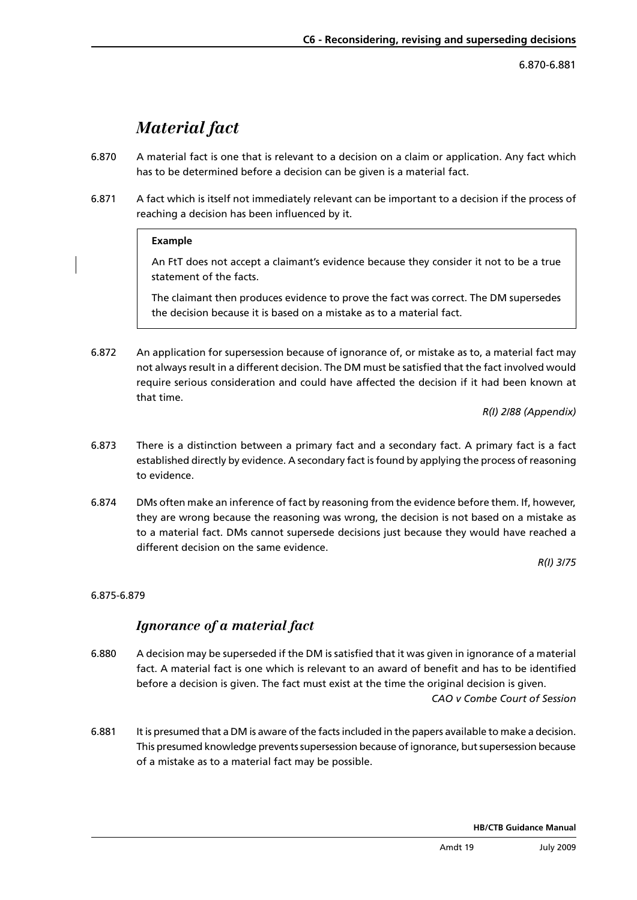## *Material fact*

6.870 A material fact is one that is relevant to a decision on a claim or application. Any fact which has to be determined before a decision can be given is a material fact.

6.871 A fact which is itself not immediately relevant can be important to a decision if the process of reaching a decision has been influenced by it.

> **Example**
>
> An FtT does not accept a claimant's evidence because they consider it not to be a true statement of the facts.
>
> The claimant then produces evidence to prove the fact was correct. The DM supersedes the decision because it is based on a mistake as to a material fact.

6.872 An application for supersession because of ignorance of, or mistake as to, a material fact may not always result in a different decision. The DM must be satisfied that the fact involved would require serious consideration and could have affected the decision if it had been known at that time.

*R(I) 2/88 (Appendix)*

6.873 There is a distinction between a primary fact and a secondary fact. A primary fact is a fact established directly by evidence. A secondary fact is found by applying the process of reasoning to evidence.

6.874 DMs often make an inference of fact by reasoning from the evidence before them. If, however, they are wrong because the reasoning was wrong, the decision is not based on a mistake as to a material fact. DMs cannot supersede decisions just because they would have reached a different decision on the same evidence.

*R(I) 3/75*

6.875-6.879

### *Ignorance of a material fact*

6.880 A decision may be superseded if the DM is satisfied that it was given in ignorance of a material fact. A material fact is one which is relevant to an award of benefit and has to be identified before a decision is given. The fact must exist at the time the original decision is given.

*CAO v Combe Court of Session*

6.881 It is presumed that a DM is aware of the facts included in the papers available to make a decision. This presumed knowledge prevents supersession because of ignorance, but supersession because of a mistake as to a material fact may be possible.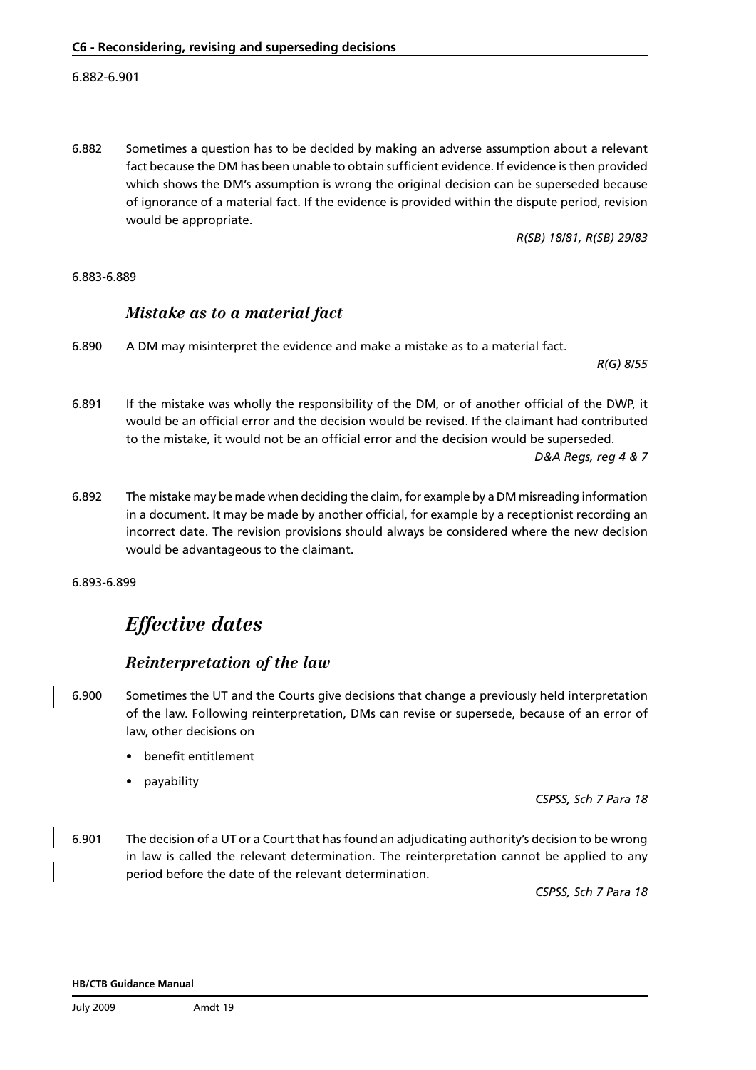6.882-6.901

6.882 Sometimes a question has to be decided by making an adverse assumption about a relevant fact because the DM has been unable to obtain sufficient evidence. If evidence is then provided which shows the DM's assumption is wrong the original decision can be superseded because of ignorance of a material fact. If the evidence is provided within the dispute period, revision would be appropriate.

*R(SB) 18/81, R(SB) 29/83*

6.883-6.889

### *Mistake as to a material fact*

6.890 A DM may misinterpret the evidence and make a mistake as to a material fact.

*R(G) 8/55*

6.891 If the mistake was wholly the responsibility of the DM, or of another official of the DWP, it would be an official error and the decision would be revised. If the claimant had contributed to the mistake, it would not be an official error and the decision would be superseded.

*D&A Regs, reg 4 & 7*

6.892 The mistake may be made when deciding the claim, for example by a DM misreading information in a document. It may be made by another official, for example by a receptionist recording an incorrect date. The revision provisions should always be considered where the new decision would be advantageous to the claimant.

6.893-6.899

## *Effective dates*

### *Reinterpretation of the law*

6.900 Sometimes the UT and the Courts give decisions that change a previously held interpretation of the law. Following reinterpretation, DMs can revise or supersede, because of an error of law, other decisions on

- benefit entitlement
- payability

*CSPSS, Sch 7 Para 18*

6.901 The decision of a UT or a Court that has found an adjudicating authority's decision to be wrong in law is called the relevant determination. The reinterpretation cannot be applied to any period before the date of the relevant determination.

*CSPSS, Sch 7 Para 18*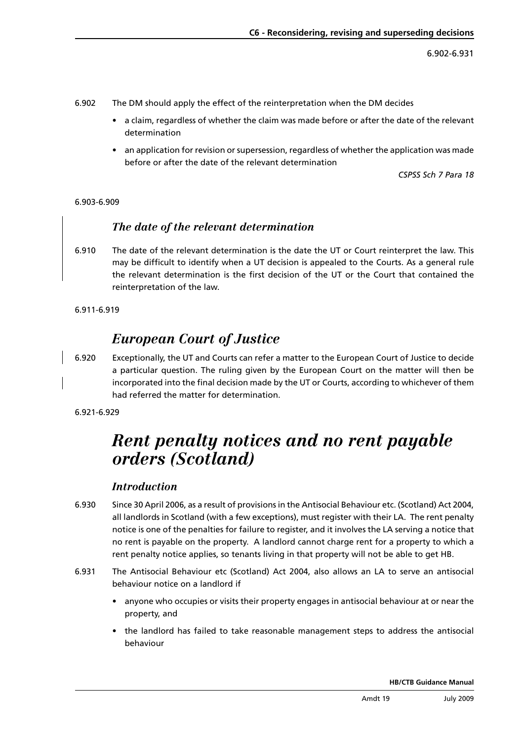6.902 The DM should apply the effect of the reinterpretation when the DM decides

- a claim, regardless of whether the claim was made before or after the date of the relevant determination
- an application for revision or supersession, regardless of whether the application was made before or after the date of the relevant determination

*CSPSS Sch 7 Para 18*

6.903-6.909

### *The date of the relevant determination*

6.910 The date of the relevant determination is the date the UT or Court reinterpret the law. This may be difficult to identify when a UT decision is appealed to the Courts. As a general rule the relevant determination is the first decision of the UT or the Court that contained the reinterpretation of the law.

6.911-6.919

## *European Court of Justice*

6.920 Exceptionally, the UT and Courts can refer a matter to the European Court of Justice to decide a particular question. The ruling given by the European Court on the matter will then be incorporated into the final decision made by the UT or Courts, according to whichever of them had referred the matter for determination.

6.921-6.929

# *Rent penalty notices and no rent payable orders (Scotland)*

### *Introduction*

6.930 Since 30 April 2006, as a result of provisions in the Antisocial Behaviour etc. (Scotland) Act 2004, all landlords in Scotland (with a few exceptions), must register with their LA. The rent penalty notice is one of the penalties for failure to register, and it involves the LA serving a notice that no rent is payable on the property. A landlord cannot charge rent for a property to which a rent penalty notice applies, so tenants living in that property will not be able to get HB.

6.931 The Antisocial Behaviour etc (Scotland) Act 2004, also allows an LA to serve an antisocial behaviour notice on a landlord if

- anyone who occupies or visits their property engages in antisocial behaviour at or near the property, and
- the landlord has failed to take reasonable management steps to address the antisocial behaviour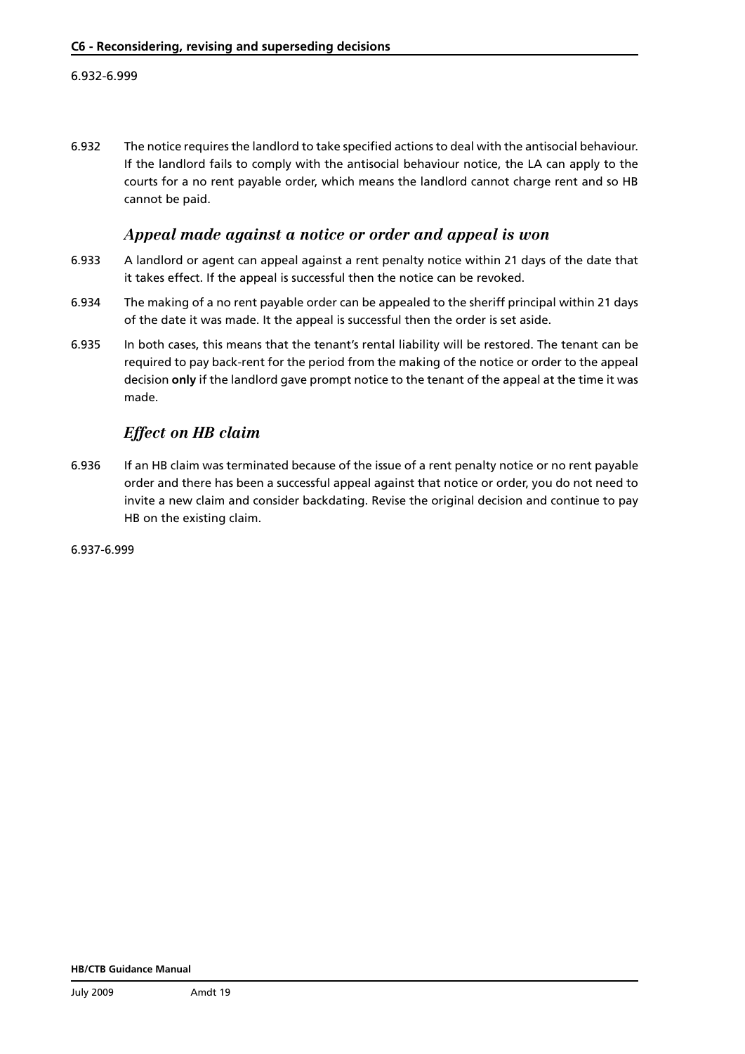6.932-6.999

6.932 The notice requires the landlord to take specified actions to deal with the antisocial behaviour. If the landlord fails to comply with the antisocial behaviour notice, the LA can apply to the courts for a no rent payable order, which means the landlord cannot charge rent and so HB cannot be paid.

### *Appeal made against a notice or order and appeal is won*

6.933 A landlord or agent can appeal against a rent penalty notice within 21 days of the date that it takes effect. If the appeal is successful then the notice can be revoked.

6.934 The making of a no rent payable order can be appealed to the sheriff principal within 21 days of the date it was made. It the appeal is successful then the order is set aside.

6.935 In both cases, this means that the tenant's rental liability will be restored. The tenant can be required to pay back-rent for the period from the making of the notice or order to the appeal decision **only** if the landlord gave prompt notice to the tenant of the appeal at the time it was made.

### *Effect on HB claim*

6.936 If an HB claim was terminated because of the issue of a rent penalty notice or no rent payable order and there has been a successful appeal against that notice or order, you do not need to invite a new claim and consider backdating. Revise the original decision and continue to pay HB on the existing claim.

6.937-6.999